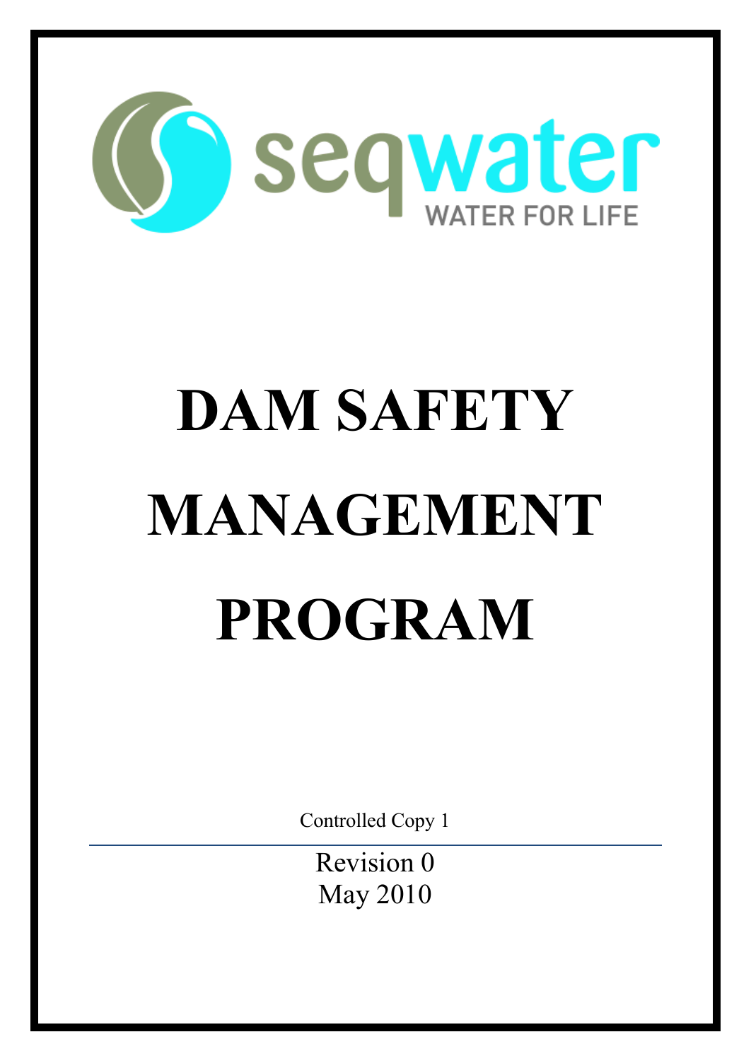seqwater

WATER FOR LIFE

# DAM SAFETY MANAGEMENT PROGRAM

Controlled Copy 1

Revision 0
May 2010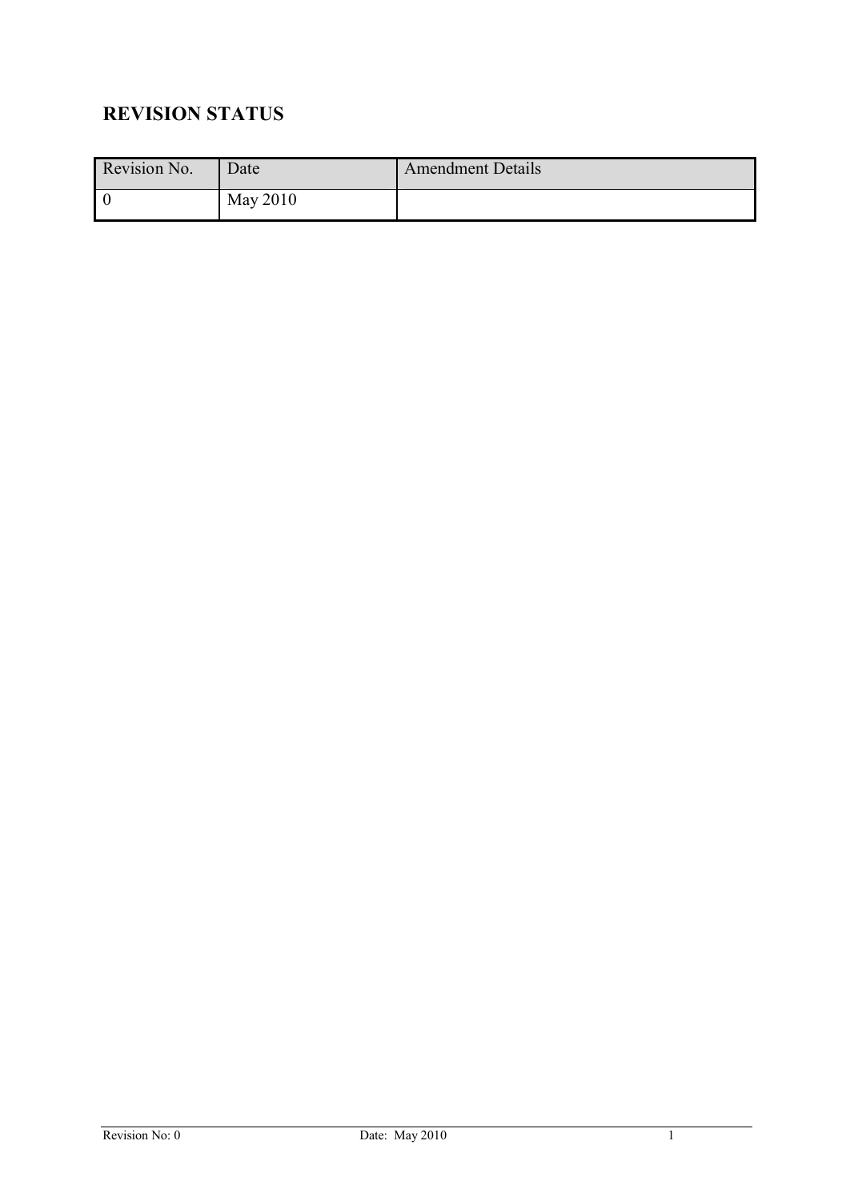## REVISION STATUS

| Revision No. | Date | Amendment Details |
| --- | --- | --- |
| 0 | May 2010 | |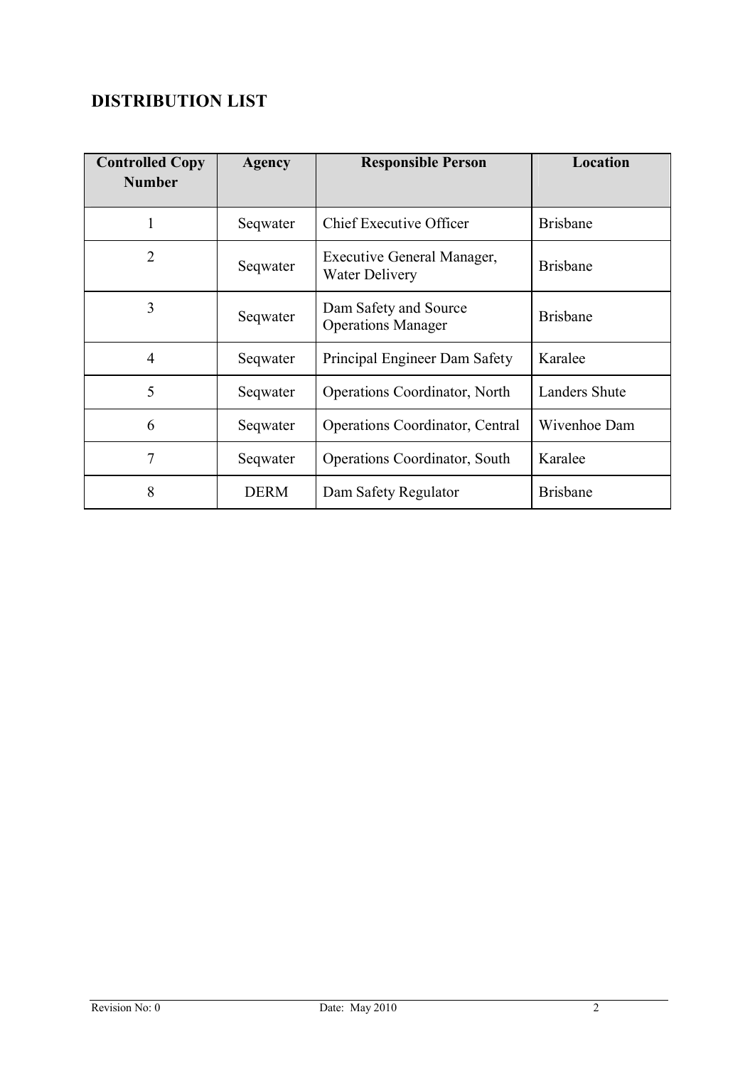## DISTRIBUTION LIST

| Controlled Copy Number | Agency | Responsible Person | Location |
|---|---|---|---|
| 1 | Seqwater | Chief Executive Officer | Brisbane |
| 2 | Seqwater | Executive General Manager, Water Delivery | Brisbane |
| 3 | Seqwater | Dam Safety and Source Operations Manager | Brisbane |
| 4 | Seqwater | Principal Engineer Dam Safety | Karalee |
| 5 | Seqwater | Operations Coordinator, North | Landers Shute |
| 6 | Seqwater | Operations Coordinator, Central | Wivenhoe Dam |
| 7 | Seqwater | Operations Coordinator, South | Karalee |
| 8 | DERM | Dam Safety Regulator | Brisbane |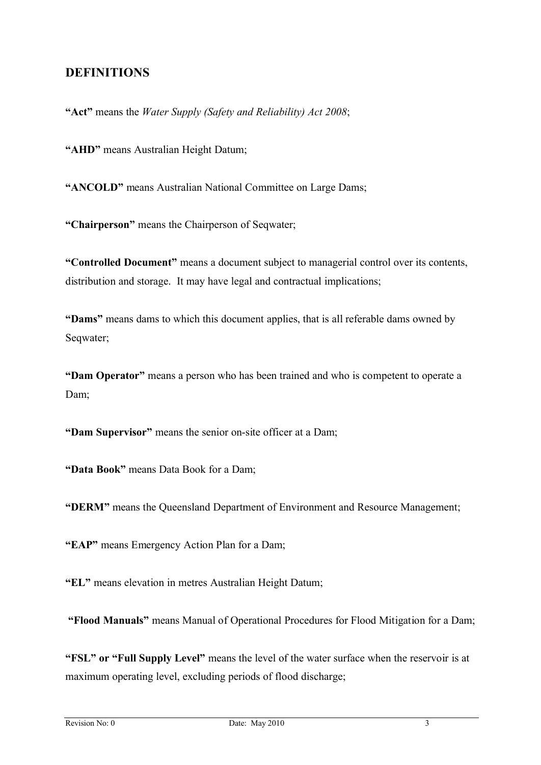## DEFINITIONS

**"Act"** means the *Water Supply (Safety and Reliability) Act 2008*;

**"AHD"** means Australian Height Datum;

**"ANCOLD"** means Australian National Committee on Large Dams;

**"Chairperson"** means the Chairperson of Seqwater;

**"Controlled Document"** means a document subject to managerial control over its contents, distribution and storage. It may have legal and contractual implications;

**"Dams"** means dams to which this document applies, that is all referable dams owned by Seqwater;

**"Dam Operator"** means a person who has been trained and who is competent to operate a Dam;

**"Dam Supervisor"** means the senior on-site officer at a Dam;

**"Data Book"** means Data Book for a Dam;

**"DERM"** means the Queensland Department of Environment and Resource Management;

**"EAP"** means Emergency Action Plan for a Dam;

**"EL"** means elevation in metres Australian Height Datum;

**"Flood Manuals"** means Manual of Operational Procedures for Flood Mitigation for a Dam;

**"FSL" or "Full Supply Level"** means the level of the water surface when the reservoir is at maximum operating level, excluding periods of flood discharge;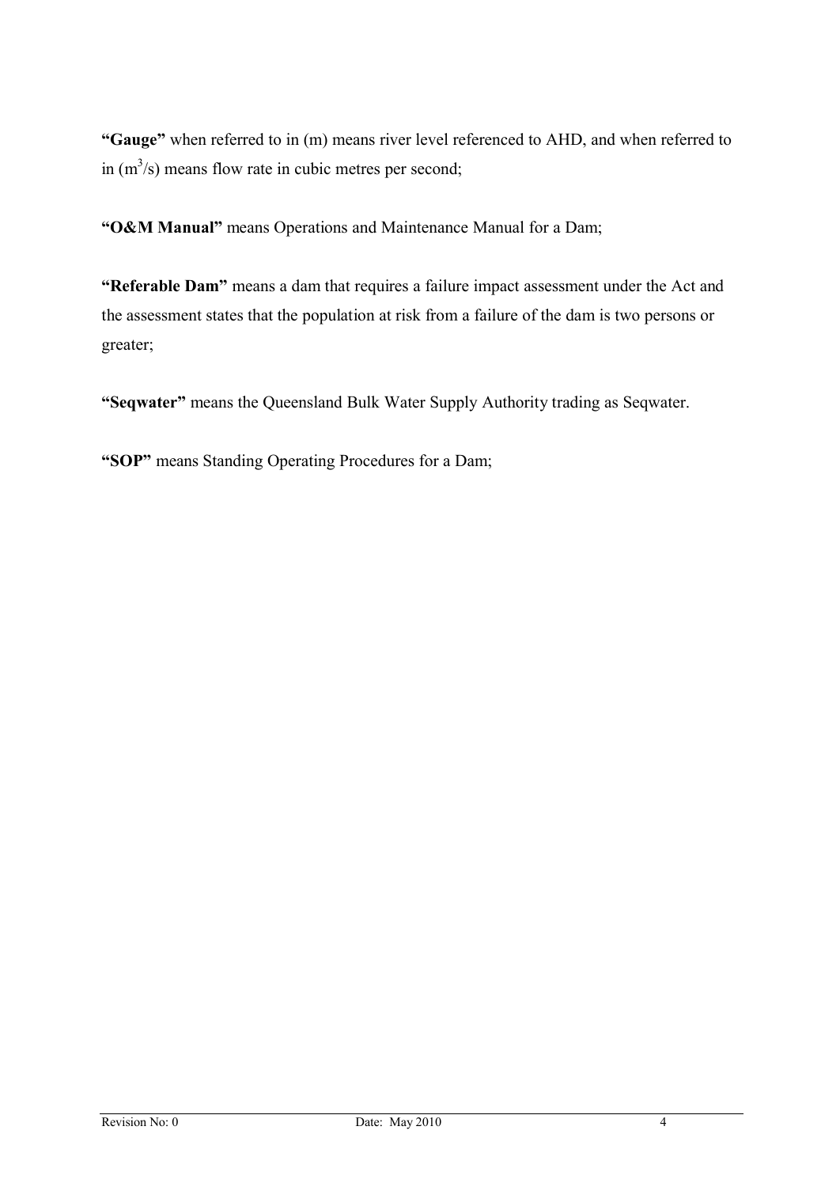**"Gauge"** when referred to in (m) means river level referenced to AHD, and when referred to in ($m^3/s$) means flow rate in cubic metres per second;

**"O&M Manual"** means Operations and Maintenance Manual for a Dam;

**"Referable Dam"** means a dam that requires a failure impact assessment under the Act and the assessment states that the population at risk from a failure of the dam is two persons or greater;

**"Seqwater"** means the Queensland Bulk Water Supply Authority trading as Seqwater.

**"SOP"** means Standing Operating Procedures for a Dam;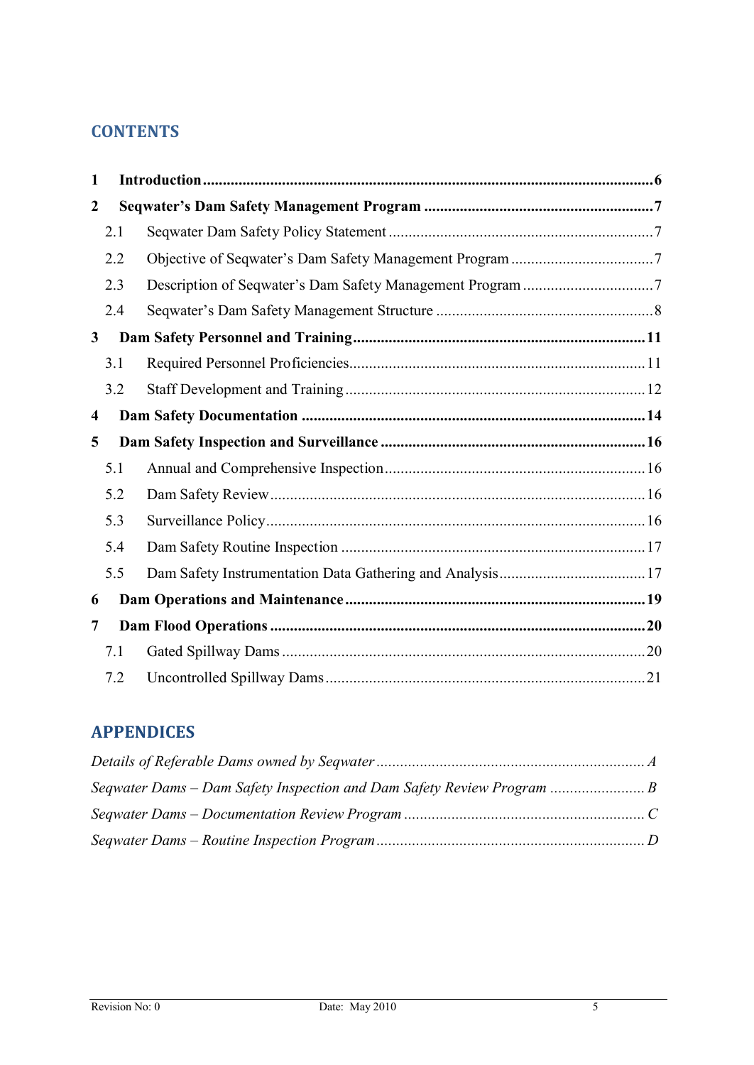## CONTENTS

**1 Introduction** ........................................................ **6**

**2 Seqwater's Dam Safety Management Program** ........................................................ **7**

- 2.1 Seqwater Dam Safety Policy Statement ........................................................ 7
- 2.2 Objective of Seqwater's Dam Safety Management Program ........................................................ 7
- 2.3 Description of Seqwater's Dam Safety Management Program ........................................................ 7
- 2.4 Seqwater's Dam Safety Management Structure ........................................................ 8

**3 Dam Safety Personnel and Training** ........................................................ **11**

- 3.1 Required Personnel Proficiencies ........................................................ 11
- 3.2 Staff Development and Training ........................................................ 12

**4 Dam Safety Documentation** ........................................................ **14**

**5 Dam Safety Inspection and Surveillance** ........................................................ **16**

- 5.1 Annual and Comprehensive Inspection ........................................................ 16
- 5.2 Dam Safety Review ........................................................ 16
- 5.3 Surveillance Policy ........................................................ 16
- 5.4 Dam Safety Routine Inspection ........................................................ 17
- 5.5 Dam Safety Instrumentation Data Gathering and Analysis ........................................................ 17

**6 Dam Operations and Maintenance** ........................................................ **19**

**7 Dam Flood Operations** ........................................................ **20**

- 7.1 Gated Spillway Dams ........................................................ 20
- 7.2 Uncontrolled Spillway Dams ........................................................ 21

## APPENDICES

*Details of Referable Dams owned by Seqwater* ........................................................ *A*

*Seqwater Dams – Dam Safety Inspection and Dam Safety Review Program* ........................................................ *B*

*Seqwater Dams – Documentation Review Program* ........................................................ *C*

*Seqwater Dams – Routine Inspection Program* ........................................................ *D*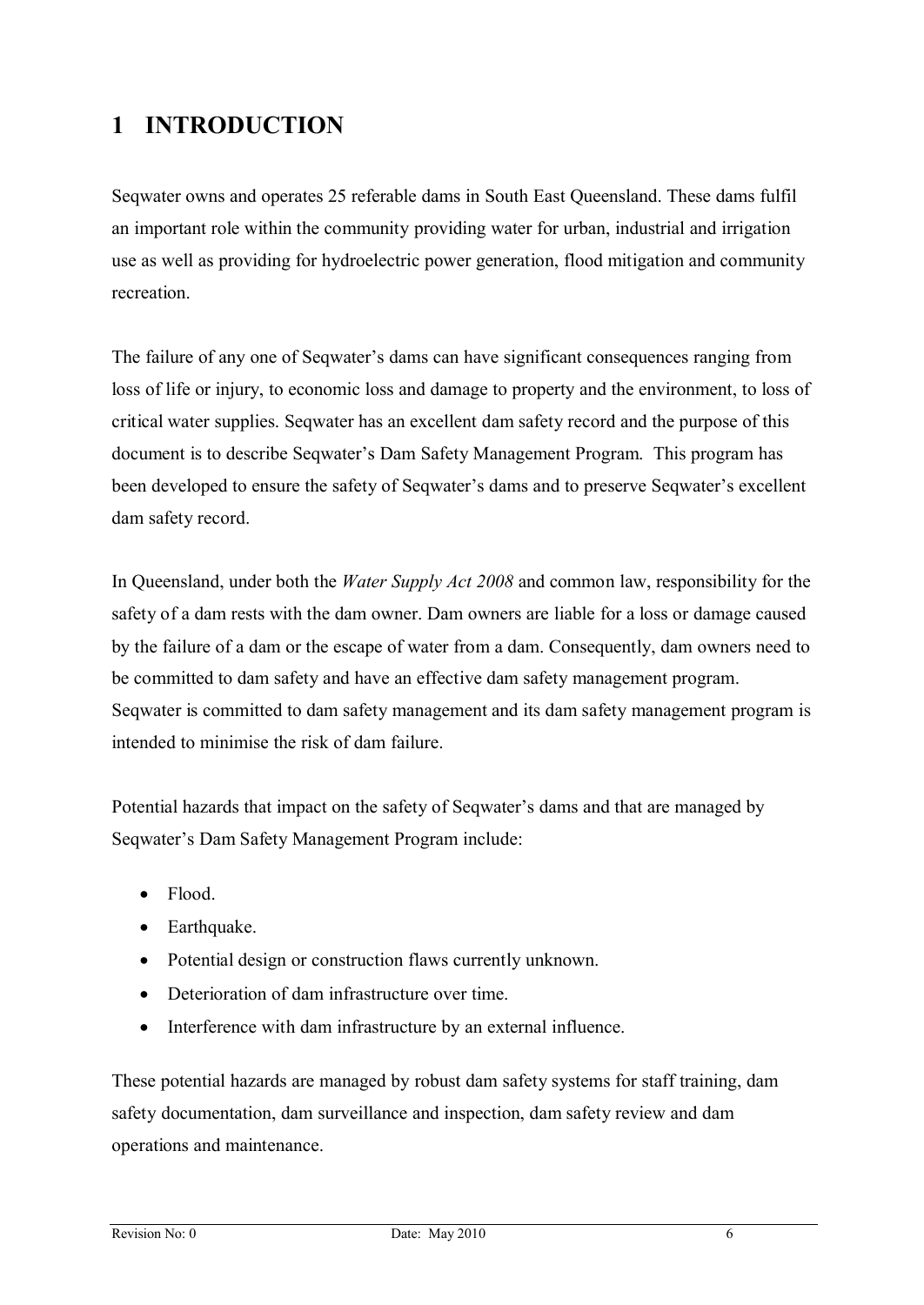# 1 INTRODUCTION

Seqwater owns and operates 25 referable dams in South East Queensland. These dams fulfil an important role within the community providing water for urban, industrial and irrigation use as well as providing for hydroelectric power generation, flood mitigation and community recreation.

The failure of any one of Seqwater's dams can have significant consequences ranging from loss of life or injury, to economic loss and damage to property and the environment, to loss of critical water supplies. Seqwater has an excellent dam safety record and the purpose of this document is to describe Seqwater's Dam Safety Management Program. This program has been developed to ensure the safety of Seqwater's dams and to preserve Seqwater's excellent dam safety record.

In Queensland, under both the *Water Supply Act 2008* and common law, responsibility for the safety of a dam rests with the dam owner. Dam owners are liable for a loss or damage caused by the failure of a dam or the escape of water from a dam. Consequently, dam owners need to be committed to dam safety and have an effective dam safety management program. Seqwater is committed to dam safety management and its dam safety management program is intended to minimise the risk of dam failure.

Potential hazards that impact on the safety of Seqwater's dams and that are managed by Seqwater's Dam Safety Management Program include:

- Flood.
- Earthquake.
- Potential design or construction flaws currently unknown.
- Deterioration of dam infrastructure over time.
- Interference with dam infrastructure by an external influence.

These potential hazards are managed by robust dam safety systems for staff training, dam safety documentation, dam surveillance and inspection, dam safety review and dam operations and maintenance.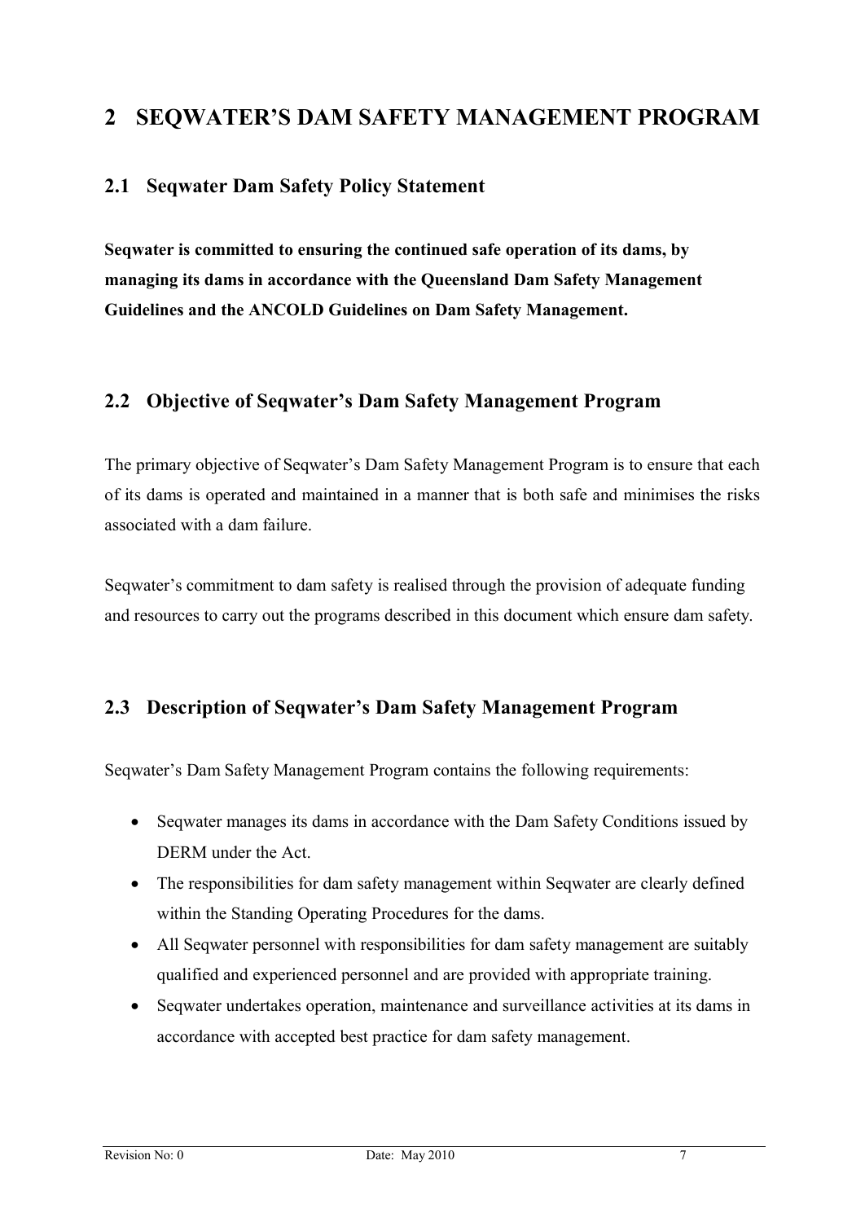# 2 SEQWATER'S DAM SAFETY MANAGEMENT PROGRAM

## 2.1 Seqwater Dam Safety Policy Statement

**Seqwater is committed to ensuring the continued safe operation of its dams, by managing its dams in accordance with the Queensland Dam Safety Management Guidelines and the ANCOLD Guidelines on Dam Safety Management.**

## 2.2 Objective of Seqwater's Dam Safety Management Program

The primary objective of Seqwater's Dam Safety Management Program is to ensure that each of its dams is operated and maintained in a manner that is both safe and minimises the risks associated with a dam failure.

Seqwater's commitment to dam safety is realised through the provision of adequate funding and resources to carry out the programs described in this document which ensure dam safety.

## 2.3 Description of Seqwater's Dam Safety Management Program

Seqwater's Dam Safety Management Program contains the following requirements:

- Seqwater manages its dams in accordance with the Dam Safety Conditions issued by DERM under the Act.
- The responsibilities for dam safety management within Seqwater are clearly defined within the Standing Operating Procedures for the dams.
- All Seqwater personnel with responsibilities for dam safety management are suitably qualified and experienced personnel and are provided with appropriate training.
- Seqwater undertakes operation, maintenance and surveillance activities at its dams in accordance with accepted best practice for dam safety management.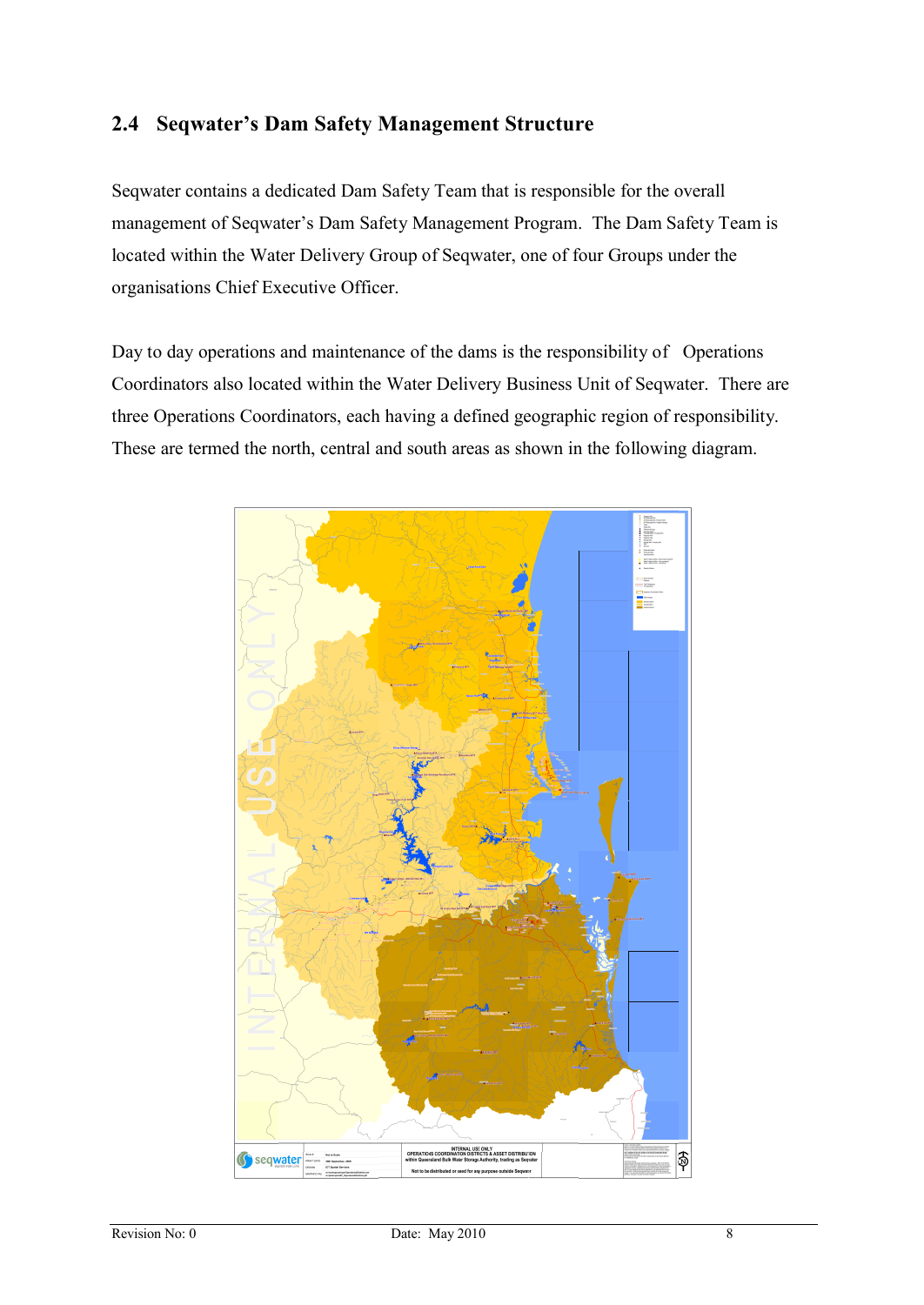## 2.4 Seqwater's Dam Safety Management Structure

Seqwater contains a dedicated Dam Safety Team that is responsible for the overall management of Seqwater's Dam Safety Management Program. The Dam Safety Team is located within the Water Delivery Group of Seqwater, one of four Groups under the organisations Chief Executive Officer.

Day to day operations and maintenance of the dams is the responsibility of Operations Coordinators also located within the Water Delivery Business Unit of Seqwater. There are three Operations Coordinators, each having a defined geographic region of responsibility. These are termed the north, central and south areas as shown in the following diagram.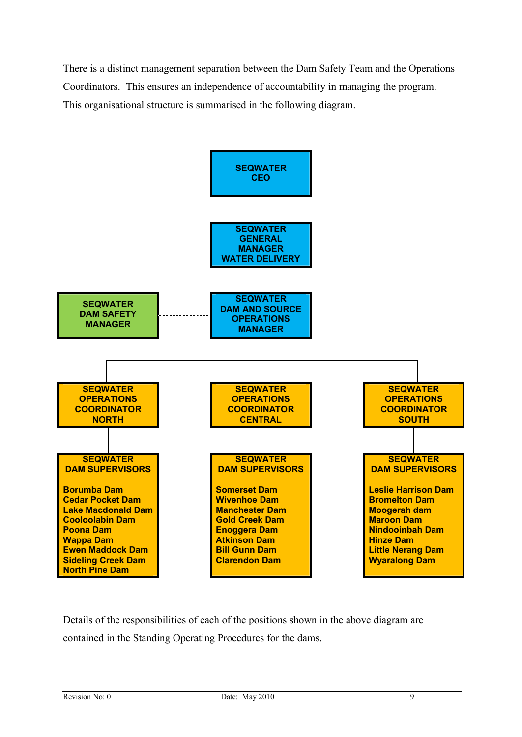There is a distinct management separation between the Dam Safety Team and the Operations Coordinators. This ensures an independence of accountability in managing the program. This organisational structure is summarised in the following diagram.

**SEQWATER CEO**

**SEQWATER GENERAL MANAGER WATER DELIVERY**

**SEQWATER DAM AND SOURCE OPERATIONS MANAGER** ---- (dotted line) **SEQWATER DAM SAFETY MANAGER**

| SEQWATER OPERATIONS COORDINATOR NORTH | SEQWATER OPERATIONS COORDINATOR CENTRAL | SEQWATER OPERATIONS COORDINATOR SOUTH |
|---|---|---|
| **SEQWATER DAM SUPERVISORS** | **SEQWATER DAM SUPERVISORS** | **SEQWATER DAM SUPERVISORS** |
| Borumba Dam | Somerset Dam | Leslie Harrison Dam |
| Cedar Pocket Dam | Wivenhoe Dam | Bromelton Dam |
| Lake Macdonald Dam | Manchester Dam | Moogerah dam |
| Cooloolabin Dam | Gold Creek Dam | Maroon Dam |
| Poona Dam | Enoggera Dam | Nindooinbah Dam |
| Wappa Dam | Atkinson Dam | Hinze Dam |
| Ewen Maddock Dam | Bill Gunn Dam | Little Nerang Dam |
| Sideling Creek Dam | Clarendon Dam | Wyaralong Dam |
| North Pine Dam | | |

Details of the responsibilities of each of the positions shown in the above diagram are contained in the Standing Operating Procedures for the dams.

Revision No: 0 Date: May 2010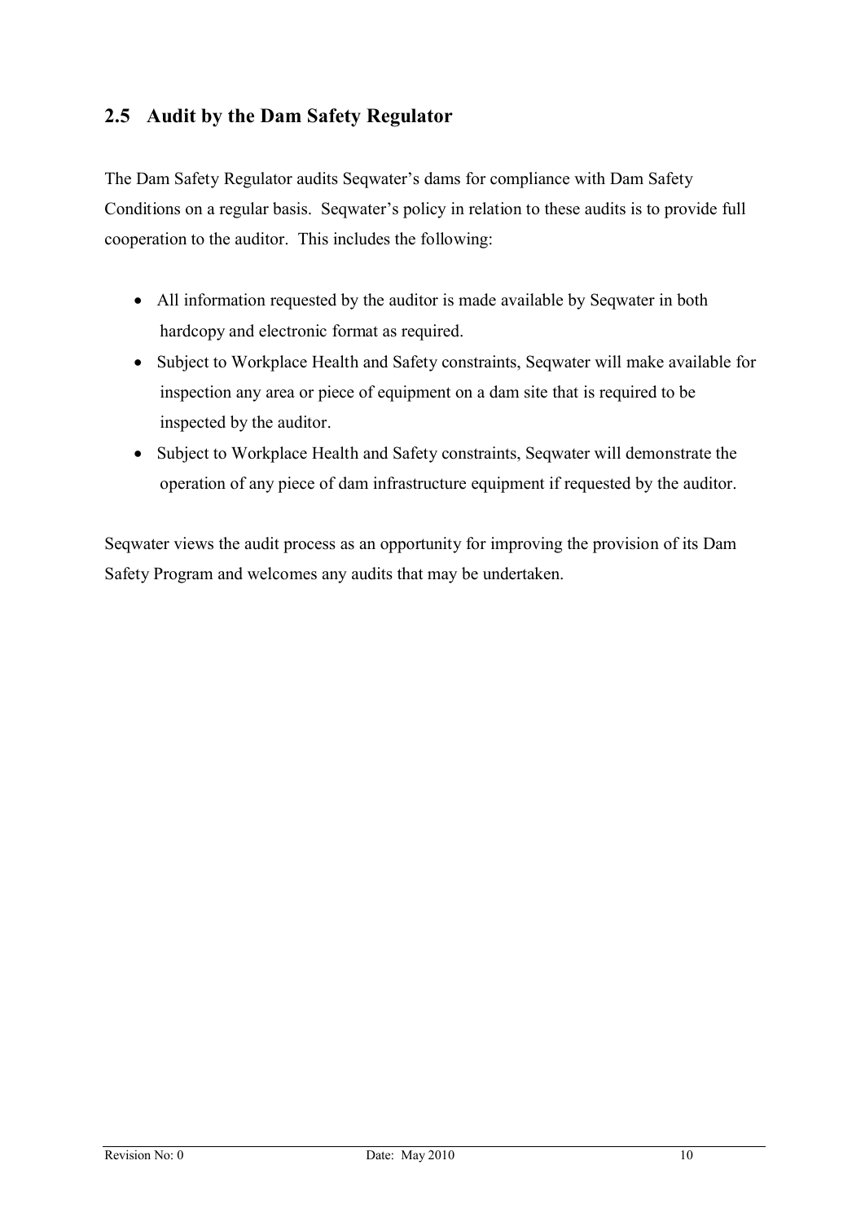## 2.5 Audit by the Dam Safety Regulator

The Dam Safety Regulator audits Seqwater's dams for compliance with Dam Safety Conditions on a regular basis. Seqwater's policy in relation to these audits is to provide full cooperation to the auditor. This includes the following:

- All information requested by the auditor is made available by Seqwater in both hardcopy and electronic format as required.
- Subject to Workplace Health and Safety constraints, Seqwater will make available for inspection any area or piece of equipment on a dam site that is required to be inspected by the auditor.
- Subject to Workplace Health and Safety constraints, Seqwater will demonstrate the operation of any piece of dam infrastructure equipment if requested by the auditor.

Seqwater views the audit process as an opportunity for improving the provision of its Dam Safety Program and welcomes any audits that may be undertaken.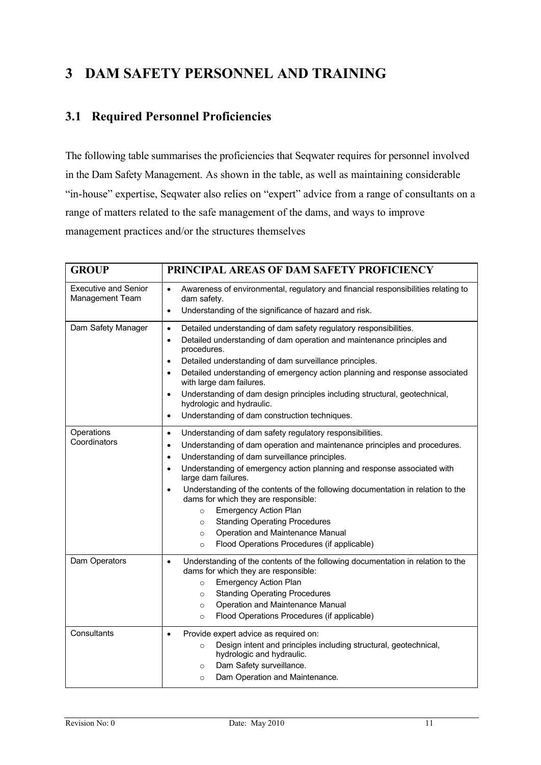# 3 DAM SAFETY PERSONNEL AND TRAINING

## 3.1 Required Personnel Proficiencies

The following table summarises the proficiencies that Seqwater requires for personnel involved in the Dam Safety Management. As shown in the table, as well as maintaining considerable "in-house" expertise, Seqwater also relies on "expert" advice from a range of consultants on a range of matters related to the safe management of the dams, and ways to improve management practices and/or the structures themselves

| GROUP | PRINCIPAL AREAS OF DAM SAFETY PROFICIENCY |
|---|---|
| Executive and Senior Management Team | • Awareness of environmental, regulatory and financial responsibilities relating to dam safety.<br>• Understanding of the significance of hazard and risk. |
| Dam Safety Manager | • Detailed understanding of dam safety regulatory responsibilities.<br>• Detailed understanding of dam operation and maintenance principles and procedures.<br>• Detailed understanding of dam surveillance principles.<br>• Detailed understanding of emergency action planning and response associated with large dam failures.<br>• Understanding of dam design principles including structural, geotechnical, hydrologic and hydraulic.<br>• Understanding of dam construction techniques. |
| Operations Coordinators | • Understanding of dam safety regulatory responsibilities.<br>• Understanding of dam operation and maintenance principles and procedures.<br>• Understanding of dam surveillance principles.<br>• Understanding of emergency action planning and response associated with large dam failures.<br>• Understanding of the contents of the following documentation in relation to the dams for which they are responsible:<br>&nbsp;&nbsp;&nbsp;&nbsp;○ Emergency Action Plan<br>&nbsp;&nbsp;&nbsp;&nbsp;○ Standing Operating Procedures<br>&nbsp;&nbsp;&nbsp;&nbsp;○ Operation and Maintenance Manual<br>&nbsp;&nbsp;&nbsp;&nbsp;○ Flood Operations Procedures (if applicable) |
| Dam Operators | • Understanding of the contents of the following documentation in relation to the dams for which they are responsible:<br>&nbsp;&nbsp;&nbsp;&nbsp;○ Emergency Action Plan<br>&nbsp;&nbsp;&nbsp;&nbsp;○ Standing Operating Procedures<br>&nbsp;&nbsp;&nbsp;&nbsp;○ Operation and Maintenance Manual<br>&nbsp;&nbsp;&nbsp;&nbsp;○ Flood Operations Procedures (if applicable) |
| Consultants | • Provide expert advice as required on:<br>&nbsp;&nbsp;&nbsp;&nbsp;○ Design intent and principles including structural, geotechnical, hydrologic and hydraulic.<br>&nbsp;&nbsp;&nbsp;&nbsp;○ Dam Safety surveillance.<br>&nbsp;&nbsp;&nbsp;&nbsp;○ Dam Operation and Maintenance. |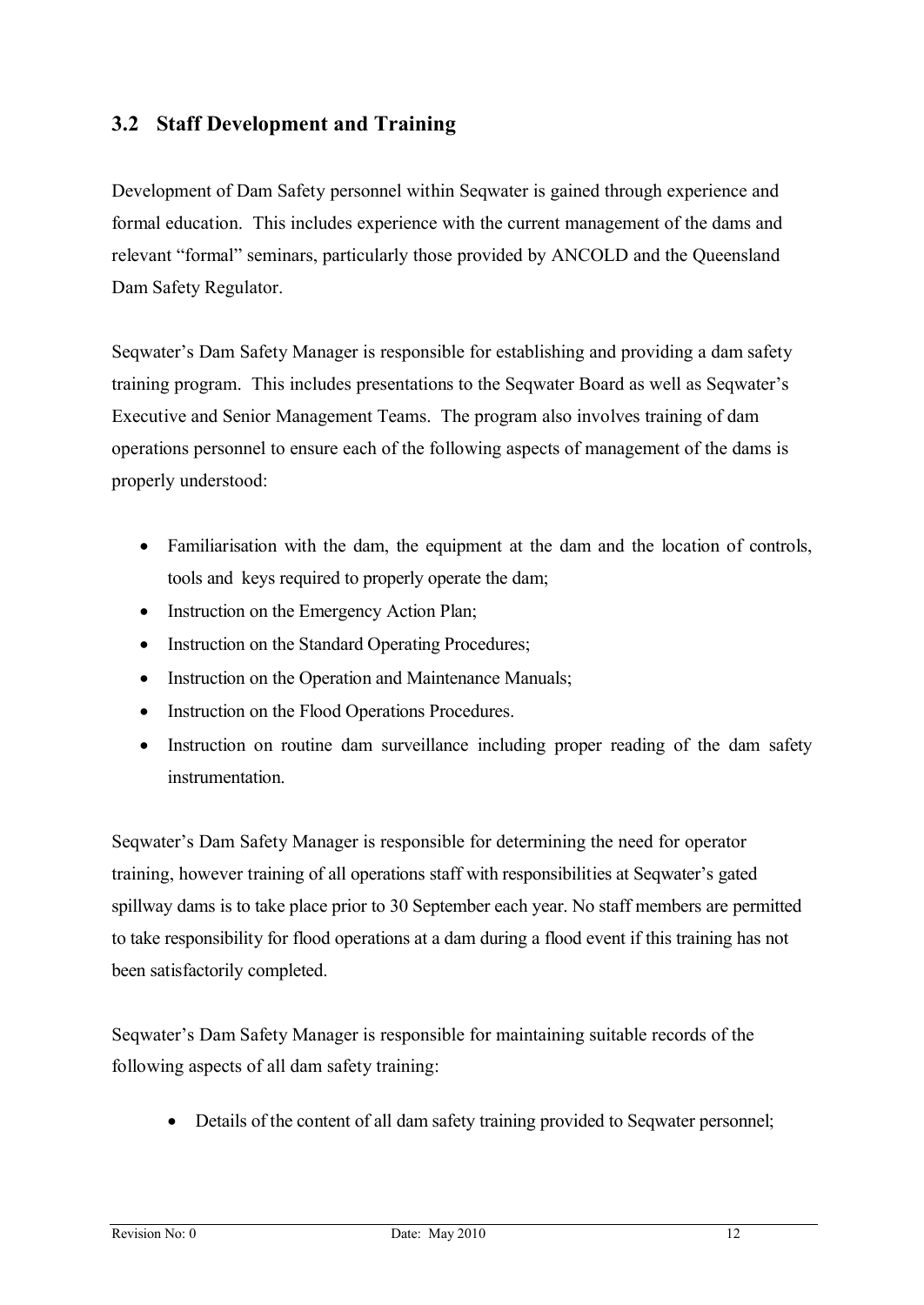## 3.2 Staff Development and Training

Development of Dam Safety personnel within Seqwater is gained through experience and formal education. This includes experience with the current management of the dams and relevant "formal" seminars, particularly those provided by ANCOLD and the Queensland Dam Safety Regulator.

Seqwater's Dam Safety Manager is responsible for establishing and providing a dam safety training program. This includes presentations to the Seqwater Board as well as Seqwater's Executive and Senior Management Teams. The program also involves training of dam operations personnel to ensure each of the following aspects of management of the dams is properly understood:

- Familiarisation with the dam, the equipment at the dam and the location of controls, tools and keys required to properly operate the dam;
- Instruction on the Emergency Action Plan;
- Instruction on the Standard Operating Procedures;
- Instruction on the Operation and Maintenance Manuals;
- Instruction on the Flood Operations Procedures.
- Instruction on routine dam surveillance including proper reading of the dam safety instrumentation.

Seqwater's Dam Safety Manager is responsible for determining the need for operator training, however training of all operations staff with responsibilities at Seqwater's gated spillway dams is to take place prior to 30 September each year. No staff members are permitted to take responsibility for flood operations at a dam during a flood event if this training has not been satisfactorily completed.

Seqwater's Dam Safety Manager is responsible for maintaining suitable records of the following aspects of all dam safety training:

- Details of the content of all dam safety training provided to Seqwater personnel;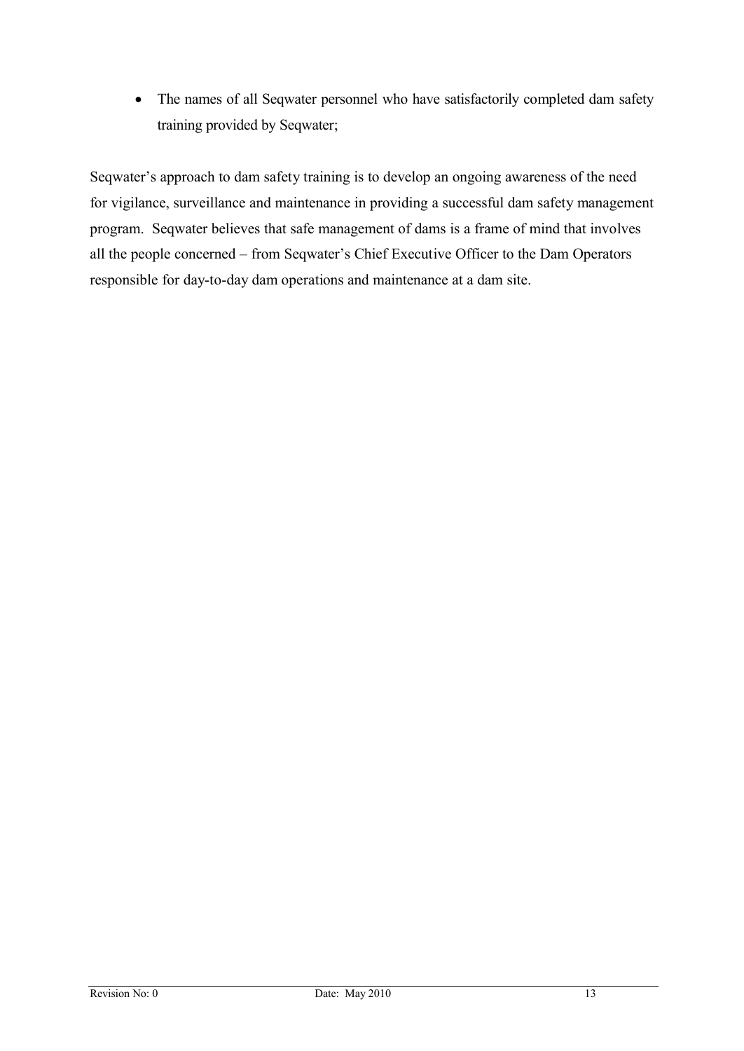- The names of all Seqwater personnel who have satisfactorily completed dam safety training provided by Seqwater;

Seqwater's approach to dam safety training is to develop an ongoing awareness of the need for vigilance, surveillance and maintenance in providing a successful dam safety management program. Seqwater believes that safe management of dams is a frame of mind that involves all the people concerned – from Seqwater's Chief Executive Officer to the Dam Operators responsible for day-to-day dam operations and maintenance at a dam site.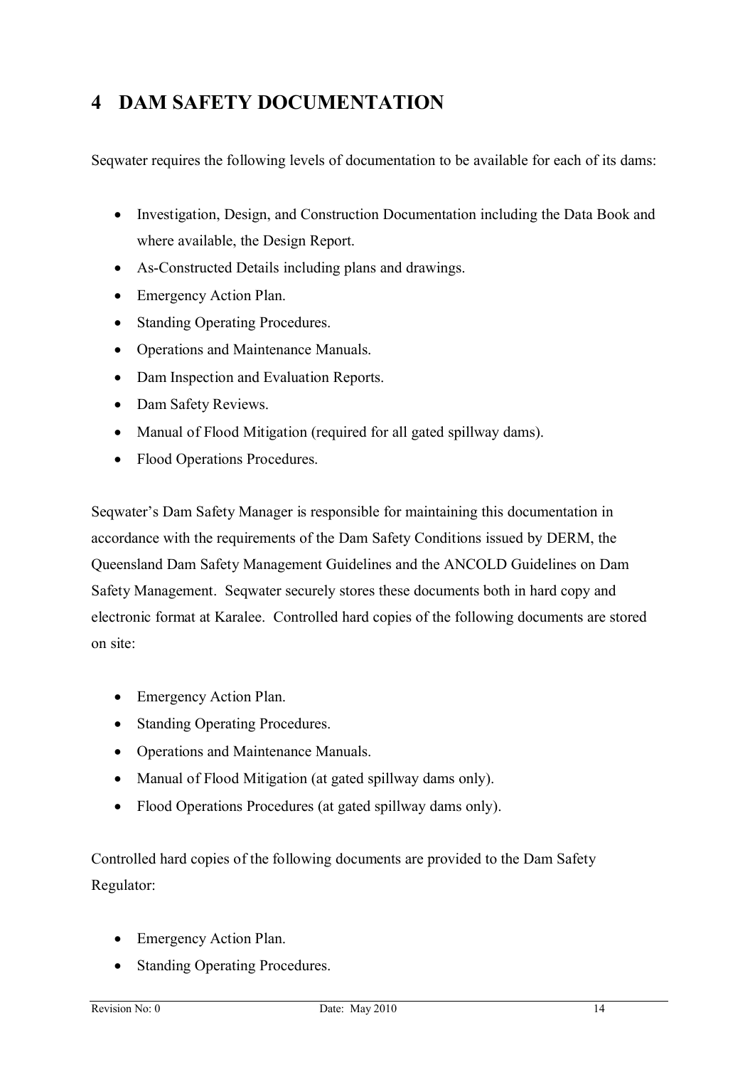# 4 DAM SAFETY DOCUMENTATION

Seqwater requires the following levels of documentation to be available for each of its dams:

- Investigation, Design, and Construction Documentation including the Data Book and where available, the Design Report.
- As-Constructed Details including plans and drawings.
- Emergency Action Plan.
- Standing Operating Procedures.
- Operations and Maintenance Manuals.
- Dam Inspection and Evaluation Reports.
- Dam Safety Reviews.
- Manual of Flood Mitigation (required for all gated spillway dams).
- Flood Operations Procedures.

Seqwater's Dam Safety Manager is responsible for maintaining this documentation in accordance with the requirements of the Dam Safety Conditions issued by DERM, the Queensland Dam Safety Management Guidelines and the ANCOLD Guidelines on Dam Safety Management. Seqwater securely stores these documents both in hard copy and electronic format at Karalee. Controlled hard copies of the following documents are stored on site:

- Emergency Action Plan.
- Standing Operating Procedures.
- Operations and Maintenance Manuals.
- Manual of Flood Mitigation (at gated spillway dams only).
- Flood Operations Procedures (at gated spillway dams only).

Controlled hard copies of the following documents are provided to the Dam Safety Regulator:

- Emergency Action Plan.
- Standing Operating Procedures.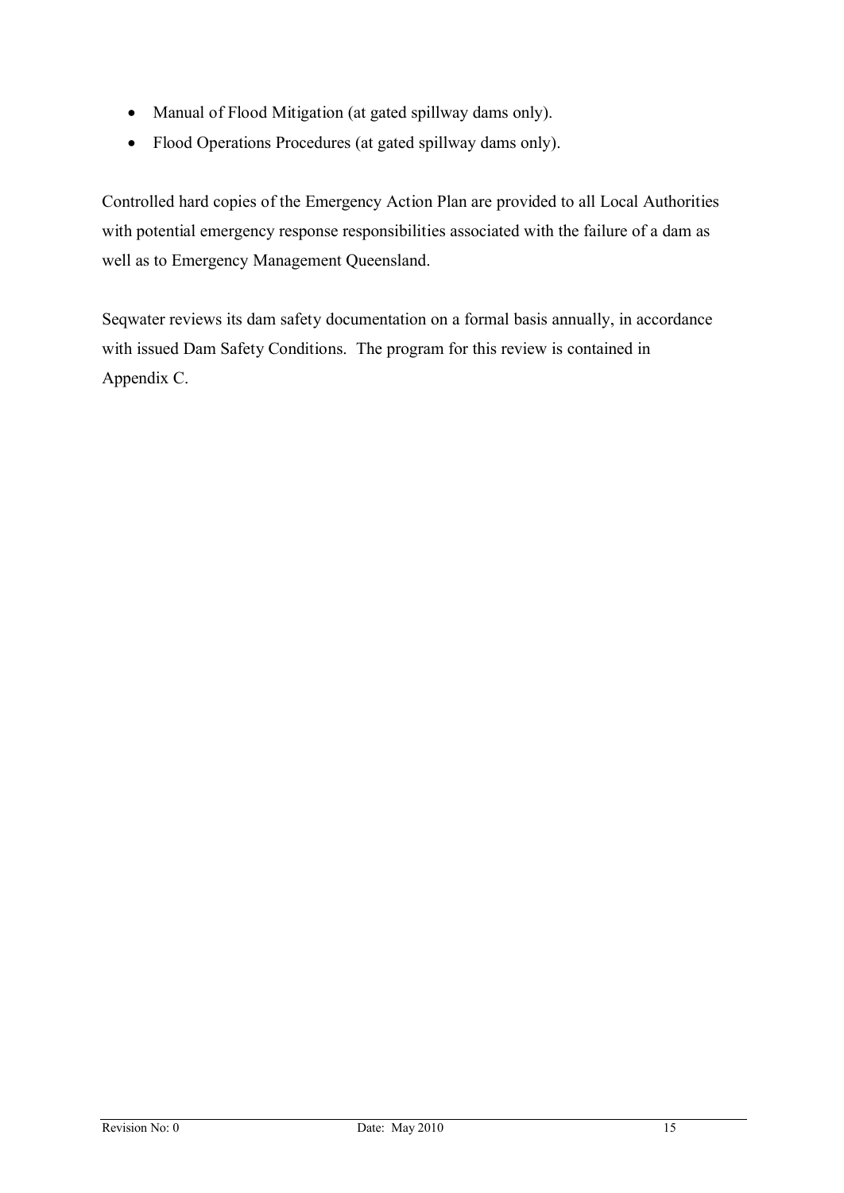- Manual of Flood Mitigation (at gated spillway dams only).
- Flood Operations Procedures (at gated spillway dams only).

Controlled hard copies of the Emergency Action Plan are provided to all Local Authorities with potential emergency response responsibilities associated with the failure of a dam as well as to Emergency Management Queensland.

Seqwater reviews its dam safety documentation on a formal basis annually, in accordance with issued Dam Safety Conditions. The program for this review is contained in Appendix C.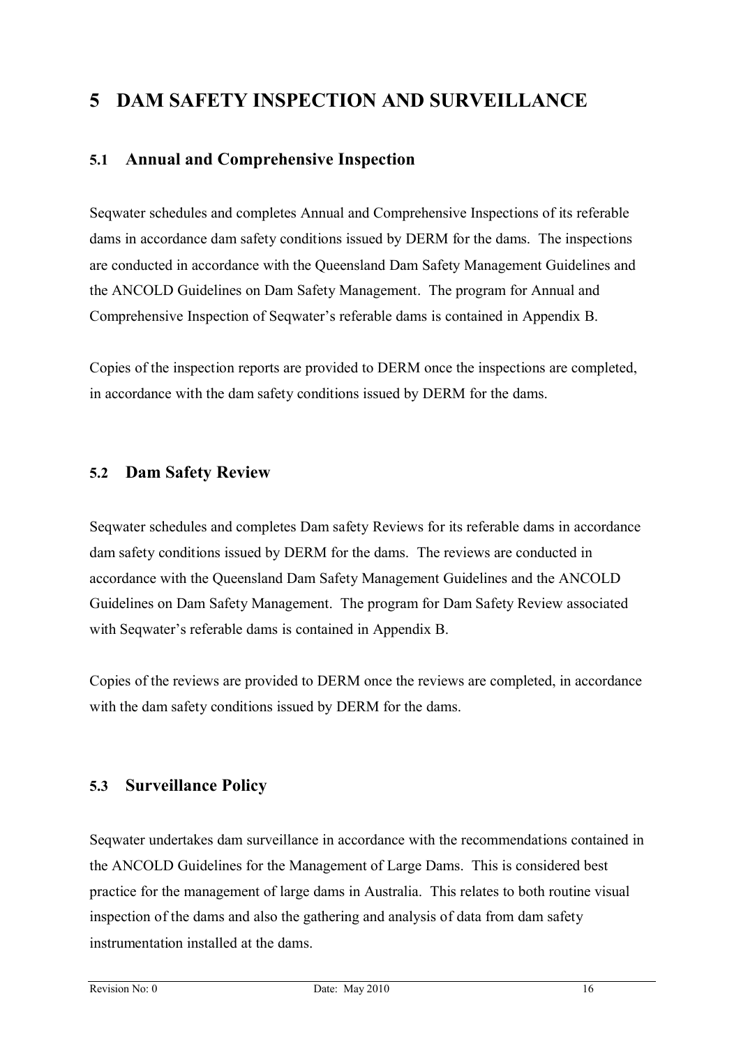# 5 DAM SAFETY INSPECTION AND SURVEILLANCE

## 5.1 Annual and Comprehensive Inspection

Seqwater schedules and completes Annual and Comprehensive Inspections of its referable dams in accordance dam safety conditions issued by DERM for the dams. The inspections are conducted in accordance with the Queensland Dam Safety Management Guidelines and the ANCOLD Guidelines on Dam Safety Management. The program for Annual and Comprehensive Inspection of Seqwater's referable dams is contained in Appendix B.

Copies of the inspection reports are provided to DERM once the inspections are completed, in accordance with the dam safety conditions issued by DERM for the dams.

## 5.2 Dam Safety Review

Seqwater schedules and completes Dam safety Reviews for its referable dams in accordance dam safety conditions issued by DERM for the dams. The reviews are conducted in accordance with the Queensland Dam Safety Management Guidelines and the ANCOLD Guidelines on Dam Safety Management. The program for Dam Safety Review associated with Seqwater's referable dams is contained in Appendix B.

Copies of the reviews are provided to DERM once the reviews are completed, in accordance with the dam safety conditions issued by DERM for the dams.

## 5.3 Surveillance Policy

Seqwater undertakes dam surveillance in accordance with the recommendations contained in the ANCOLD Guidelines for the Management of Large Dams. This is considered best practice for the management of large dams in Australia. This relates to both routine visual inspection of the dams and also the gathering and analysis of data from dam safety instrumentation installed at the dams.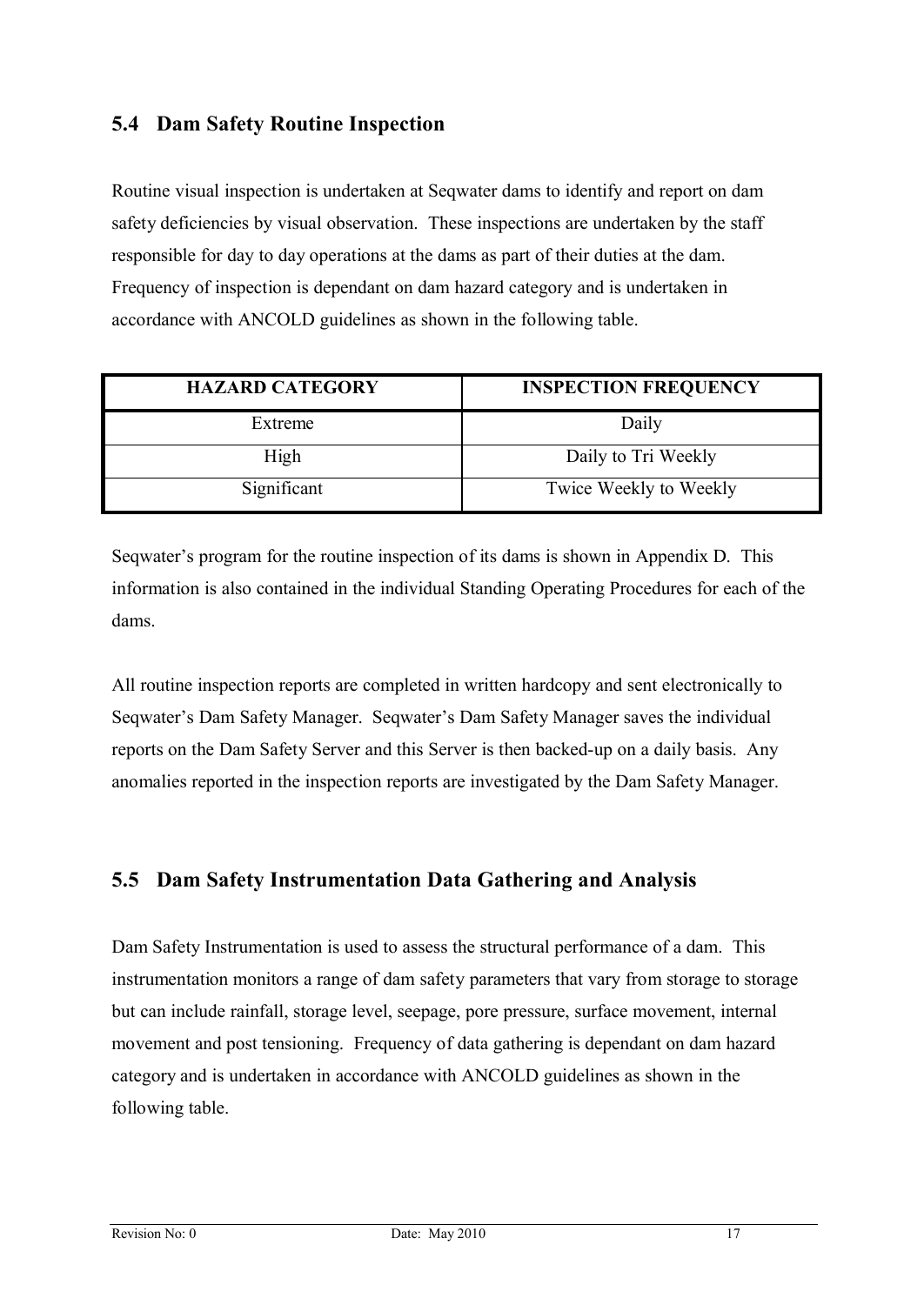## 5.4 Dam Safety Routine Inspection

Routine visual inspection is undertaken at Seqwater dams to identify and report on dam safety deficiencies by visual observation. These inspections are undertaken by the staff responsible for day to day operations at the dams as part of their duties at the dam. Frequency of inspection is dependant on dam hazard category and is undertaken in accordance with ANCOLD guidelines as shown in the following table.

| HAZARD CATEGORY | INSPECTION FREQUENCY |
|---|---|
| Extreme | Daily |
| High | Daily to Tri Weekly |
| Significant | Twice Weekly to Weekly |

Seqwater's program for the routine inspection of its dams is shown in Appendix D. This information is also contained in the individual Standing Operating Procedures for each of the dams.

All routine inspection reports are completed in written hardcopy and sent electronically to Seqwater's Dam Safety Manager. Seqwater's Dam Safety Manager saves the individual reports on the Dam Safety Server and this Server is then backed-up on a daily basis. Any anomalies reported in the inspection reports are investigated by the Dam Safety Manager.

## 5.5 Dam Safety Instrumentation Data Gathering and Analysis

Dam Safety Instrumentation is used to assess the structural performance of a dam. This instrumentation monitors a range of dam safety parameters that vary from storage to storage but can include rainfall, storage level, seepage, pore pressure, surface movement, internal movement and post tensioning. Frequency of data gathering is dependant on dam hazard category and is undertaken in accordance with ANCOLD guidelines as shown in the following table.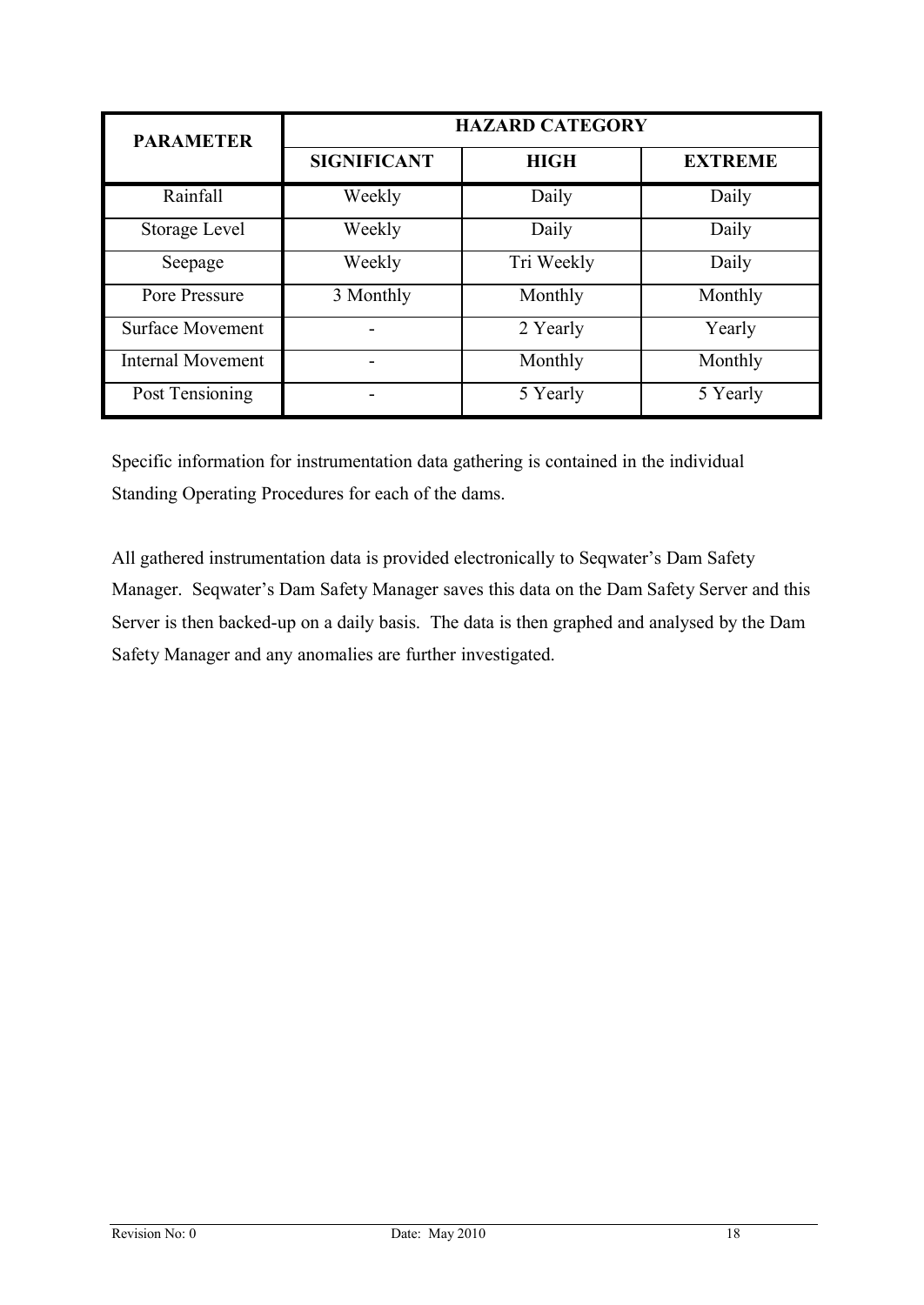| PARAMETER | HAZARD CATEGORY | | |
|---|---|---|---|
| | **SIGNIFICANT** | **HIGH** | **EXTREME** |
| Rainfall | Weekly | Daily | Daily |
| Storage Level | Weekly | Daily | Daily |
| Seepage | Weekly | Tri Weekly | Daily |
| Pore Pressure | 3 Monthly | Monthly | Monthly |
| Surface Movement | - | 2 Yearly | Yearly |
| Internal Movement | - | Monthly | Monthly |
| Post Tensioning | - | 5 Yearly | 5 Yearly |

Specific information for instrumentation data gathering is contained in the individual Standing Operating Procedures for each of the dams.

All gathered instrumentation data is provided electronically to Seqwater's Dam Safety Manager. Seqwater's Dam Safety Manager saves this data on the Dam Safety Server and this Server is then backed-up on a daily basis. The data is then graphed and analysed by the Dam Safety Manager and any anomalies are further investigated.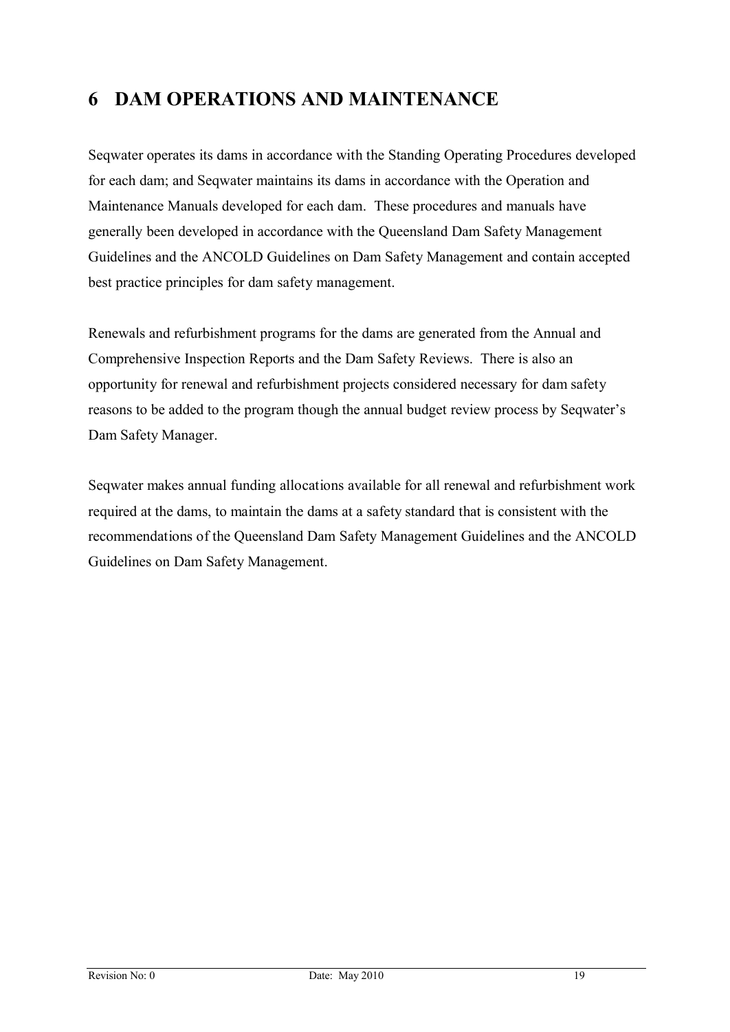# 6 DAM OPERATIONS AND MAINTENANCE

Seqwater operates its dams in accordance with the Standing Operating Procedures developed for each dam; and Seqwater maintains its dams in accordance with the Operation and Maintenance Manuals developed for each dam. These procedures and manuals have generally been developed in accordance with the Queensland Dam Safety Management Guidelines and the ANCOLD Guidelines on Dam Safety Management and contain accepted best practice principles for dam safety management.

Renewals and refurbishment programs for the dams are generated from the Annual and Comprehensive Inspection Reports and the Dam Safety Reviews. There is also an opportunity for renewal and refurbishment projects considered necessary for dam safety reasons to be added to the program though the annual budget review process by Seqwater's Dam Safety Manager.

Seqwater makes annual funding allocations available for all renewal and refurbishment work required at the dams, to maintain the dams at a safety standard that is consistent with the recommendations of the Queensland Dam Safety Management Guidelines and the ANCOLD Guidelines on Dam Safety Management.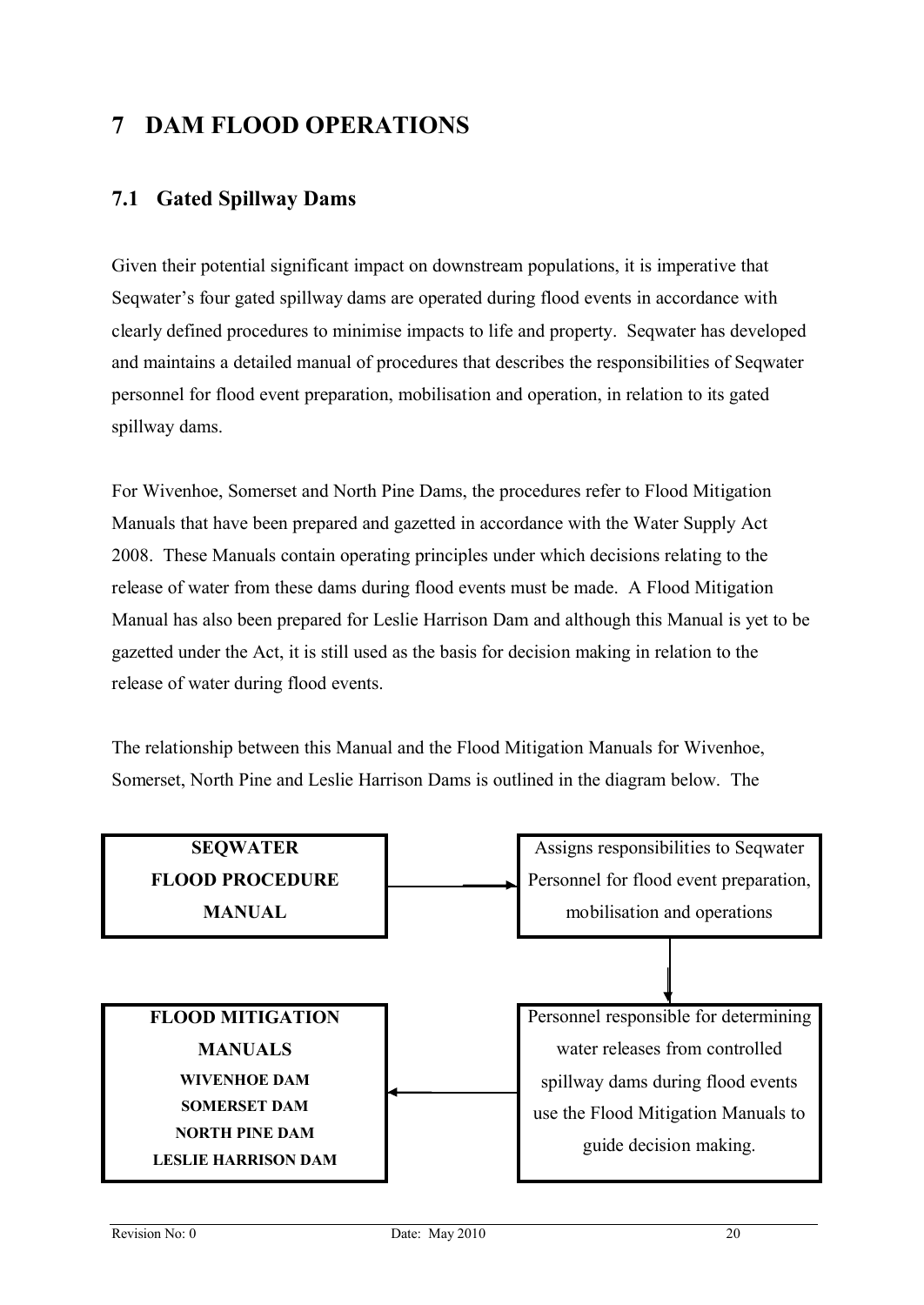# 7 DAM FLOOD OPERATIONS

## 7.1 Gated Spillway Dams

Given their potential significant impact on downstream populations, it is imperative that Seqwater's four gated spillway dams are operated during flood events in accordance with clearly defined procedures to minimise impacts to life and property. Seqwater has developed and maintains a detailed manual of procedures that describes the responsibilities of Seqwater personnel for flood event preparation, mobilisation and operation, in relation to its gated spillway dams.

For Wivenhoe, Somerset and North Pine Dams, the procedures refer to Flood Mitigation Manuals that have been prepared and gazetted in accordance with the Water Supply Act 2008. These Manuals contain operating principles under which decisions relating to the release of water from these dams during flood events must be made. A Flood Mitigation Manual has also been prepared for Leslie Harrison Dam and although this Manual is yet to be gazetted under the Act, it is still used as the basis for decision making in relation to the release of water during flood events.

The relationship between this Manual and the Flood Mitigation Manuals for Wivenhoe, Somerset, North Pine and Leslie Harrison Dams is outlined in the diagram below. The

**SEQWATER FLOOD PROCEDURE MANUAL** → Assigns responsibilities to Seqwater Personnel for flood event preparation, mobilisation and operations

↓

Personnel responsible for determining water releases from controlled spillway dams during flood events use the Flood Mitigation Manuals to guide decision making. → **FLOOD MITIGATION MANUALS**
- **WIVENHOE DAM**
- **SOMERSET DAM**
- **NORTH PINE DAM**
- **LESLIE HARRISON DAM**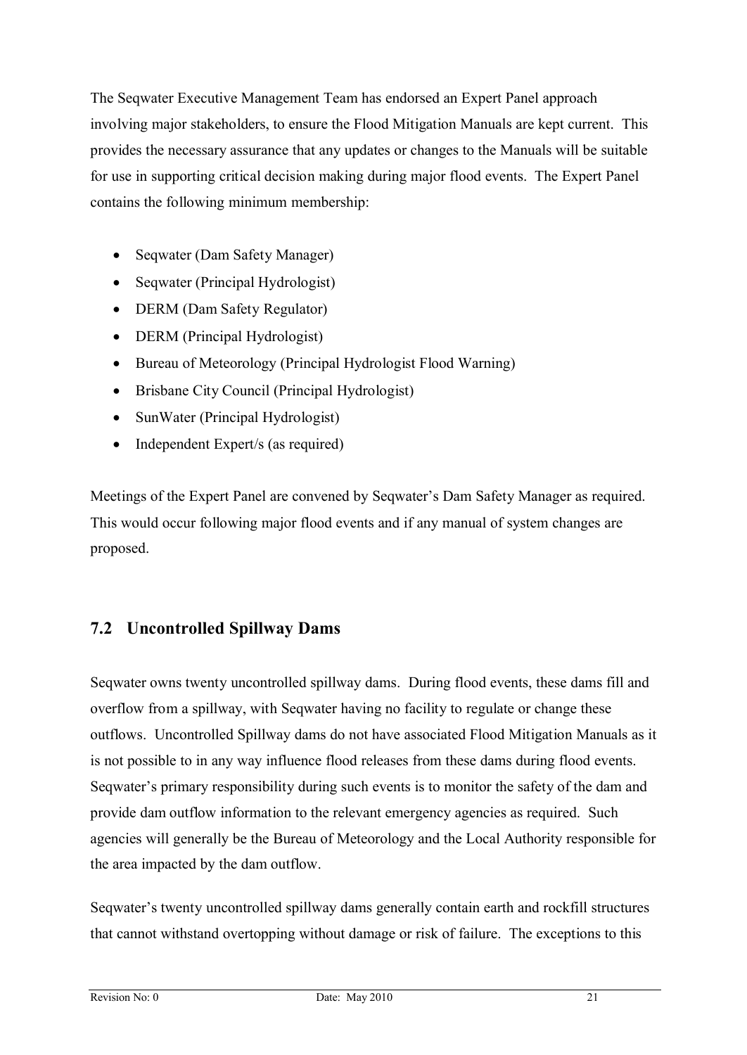The Seqwater Executive Management Team has endorsed an Expert Panel approach involving major stakeholders, to ensure the Flood Mitigation Manuals are kept current. This provides the necessary assurance that any updates or changes to the Manuals will be suitable for use in supporting critical decision making during major flood events. The Expert Panel contains the following minimum membership:

- Seqwater (Dam Safety Manager)
- Seqwater (Principal Hydrologist)
- DERM (Dam Safety Regulator)
- DERM (Principal Hydrologist)
- Bureau of Meteorology (Principal Hydrologist Flood Warning)
- Brisbane City Council (Principal Hydrologist)
- SunWater (Principal Hydrologist)
- Independent Expert/s (as required)

Meetings of the Expert Panel are convened by Seqwater's Dam Safety Manager as required. This would occur following major flood events and if any manual of system changes are proposed.

## 7.2 Uncontrolled Spillway Dams

Seqwater owns twenty uncontrolled spillway dams. During flood events, these dams fill and overflow from a spillway, with Seqwater having no facility to regulate or change these outflows. Uncontrolled Spillway dams do not have associated Flood Mitigation Manuals as it is not possible to in any way influence flood releases from these dams during flood events. Seqwater's primary responsibility during such events is to monitor the safety of the dam and provide dam outflow information to the relevant emergency agencies as required. Such agencies will generally be the Bureau of Meteorology and the Local Authority responsible for the area impacted by the dam outflow.

Seqwater's twenty uncontrolled spillway dams generally contain earth and rockfill structures that cannot withstand overtopping without damage or risk of failure. The exceptions to this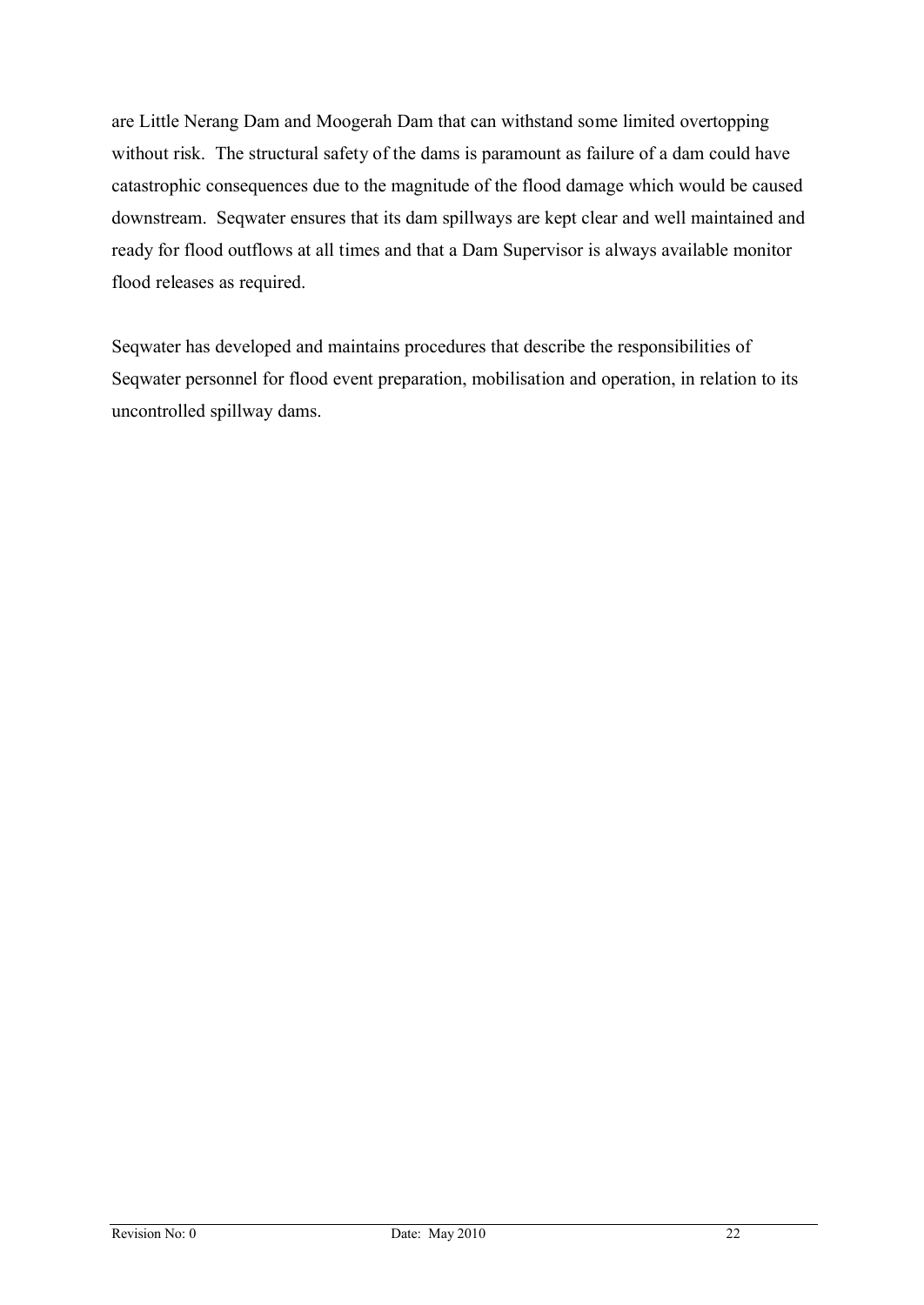are Little Nerang Dam and Moogerah Dam that can withstand some limited overtopping without risk. The structural safety of the dams is paramount as failure of a dam could have catastrophic consequences due to the magnitude of the flood damage which would be caused downstream. Seqwater ensures that its dam spillways are kept clear and well maintained and ready for flood outflows at all times and that a Dam Supervisor is always available monitor flood releases as required.

Seqwater has developed and maintains procedures that describe the responsibilities of Seqwater personnel for flood event preparation, mobilisation and operation, in relation to its uncontrolled spillway dams.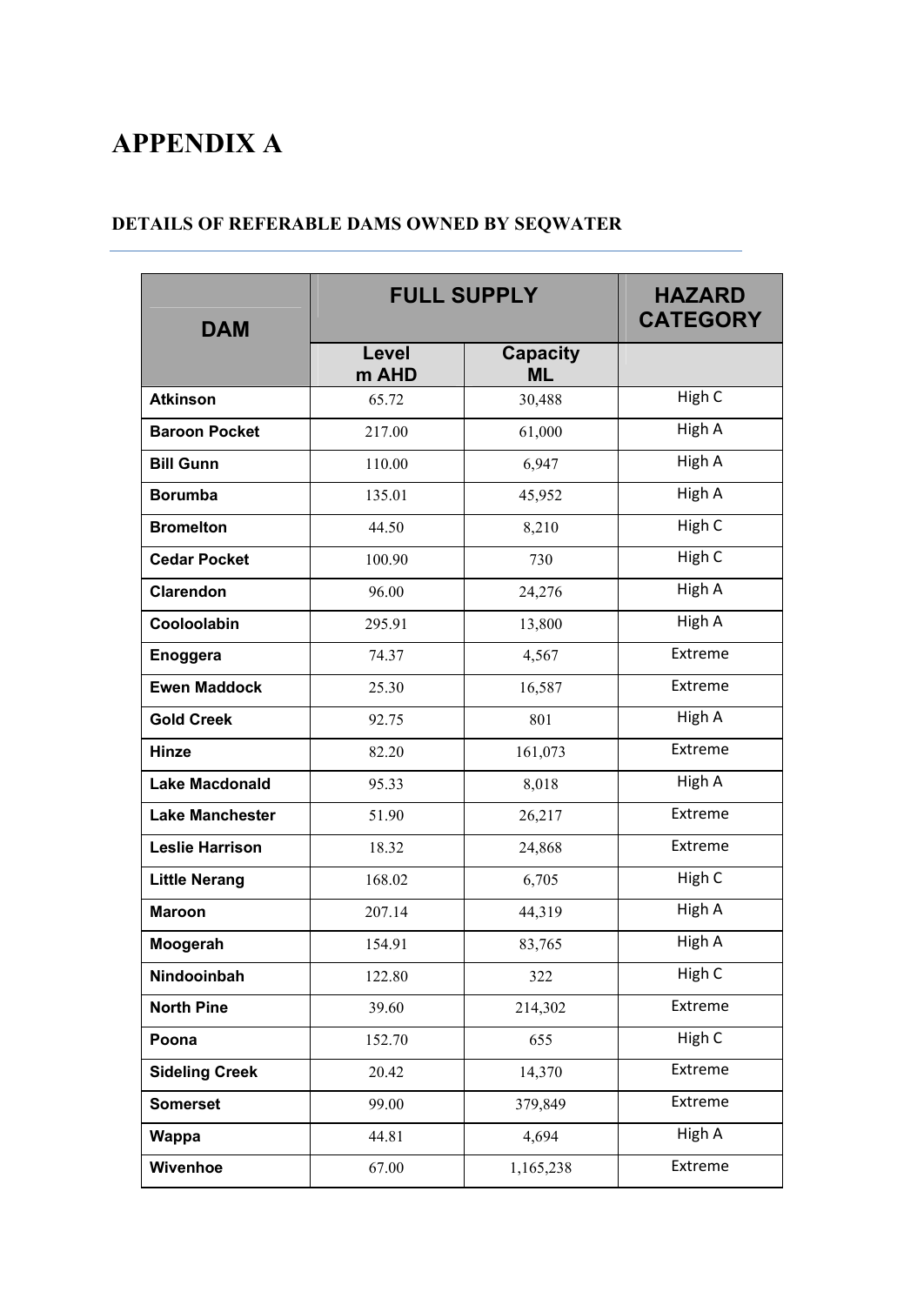# APPENDIX A

## DETAILS OF REFERABLE DAMS OWNED BY SEQWATER

| DAM | FULL SUPPLY | | HAZARD CATEGORY |
|---|---|---|---|
| | Level m AHD | Capacity ML | |
| **Atkinson** | 65.72 | 30,488 | High C |
| **Baroon Pocket** | 217.00 | 61,000 | High A |
| **Bill Gunn** | 110.00 | 6,947 | High A |
| **Borumba** | 135.01 | 45,952 | High A |
| **Bromelton** | 44.50 | 8,210 | High C |
| **Cedar Pocket** | 100.90 | 730 | High C |
| **Clarendon** | 96.00 | 24,276 | High A |
| **Cooloolabin** | 295.91 | 13,800 | High A |
| **Enoggera** | 74.37 | 4,567 | Extreme |
| **Ewen Maddock** | 25.30 | 16,587 | Extreme |
| **Gold Creek** | 92.75 | 801 | High A |
| **Hinze** | 82.20 | 161,073 | Extreme |
| **Lake Macdonald** | 95.33 | 8,018 | High A |
| **Lake Manchester** | 51.90 | 26,217 | Extreme |
| **Leslie Harrison** | 18.32 | 24,868 | Extreme |
| **Little Nerang** | 168.02 | 6,705 | High C |
| **Maroon** | 207.14 | 44,319 | High A |
| **Moogerah** | 154.91 | 83,765 | High A |
| **Nindooinbah** | 122.80 | 322 | High C |
| **North Pine** | 39.60 | 214,302 | Extreme |
| **Poona** | 152.70 | 655 | High C |
| **Sideling Creek** | 20.42 | 14,370 | Extreme |
| **Somerset** | 99.00 | 379,849 | Extreme |
| **Wappa** | 44.81 | 4,694 | High A |
| **Wivenhoe** | 67.00 | 1,165,238 | Extreme |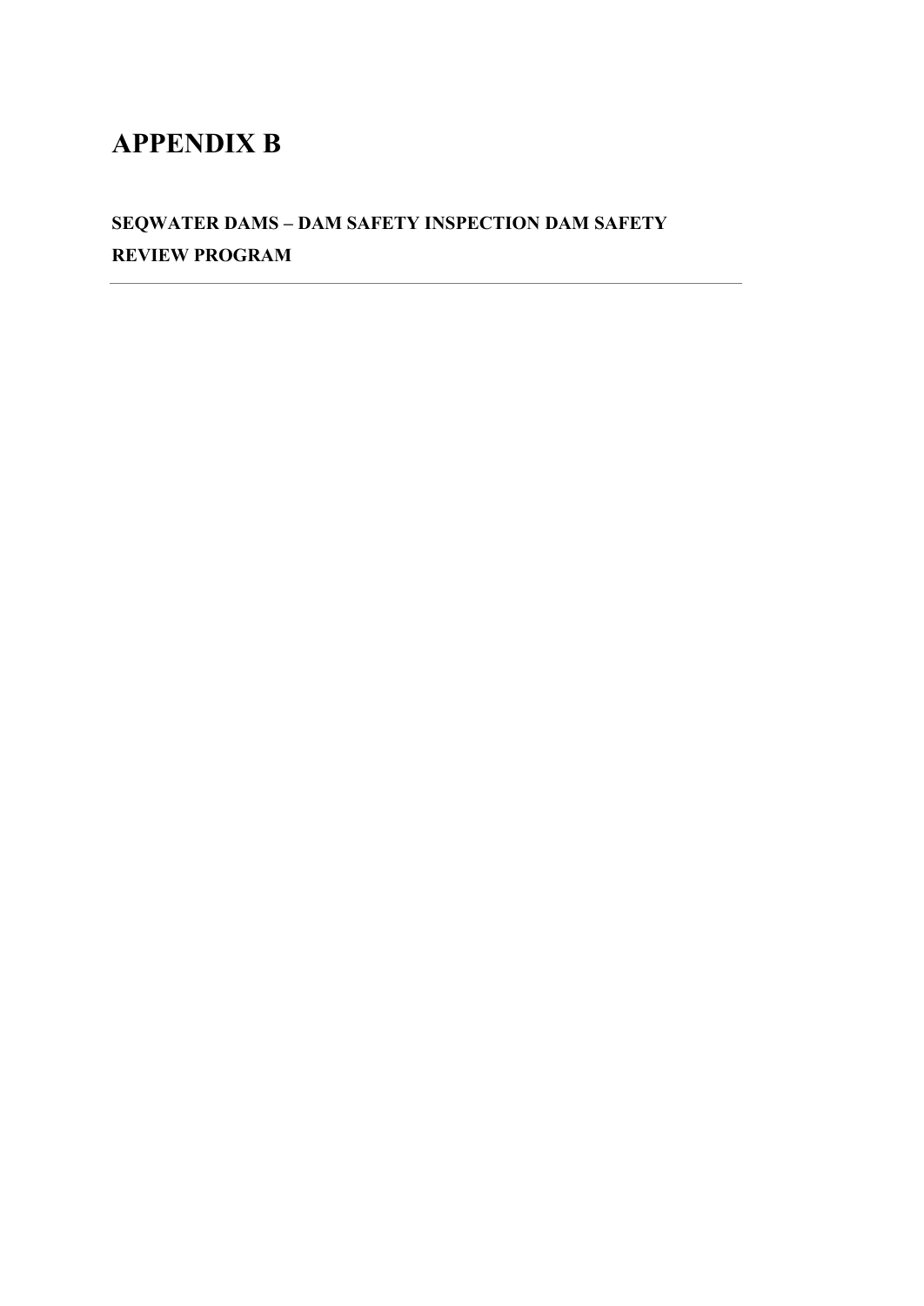# APPENDIX B

## SEQWATER DAMS – DAM SAFETY INSPECTION DAM SAFETY REVIEW PROGRAM

---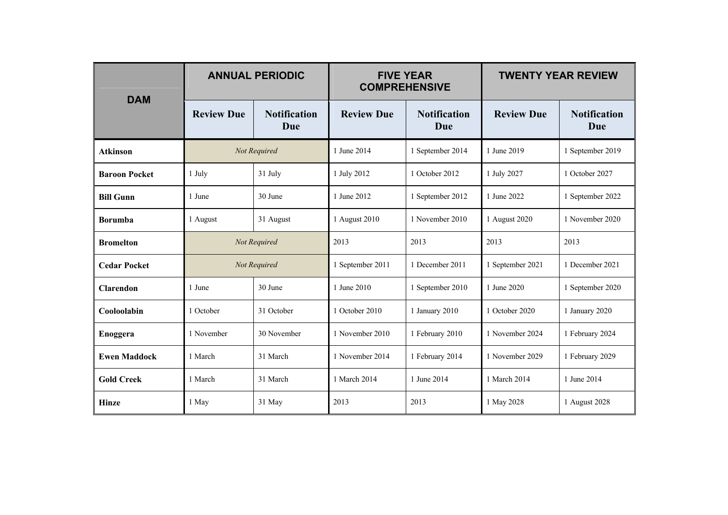| DAM | ANNUAL PERIODIC | | FIVE YEAR COMPREHENSIVE | | TWENTY YEAR REVIEW | |
|---|---|---|---|---|---|---|
| | **Review Due** | **Notification Due** | **Review Due** | **Notification Due** | **Review Due** | **Notification Due** |
| **Atkinson** | *Not Required* | | 1 June 2014 | 1 September 2014 | 1 June 2019 | 1 September 2019 |
| **Baroon Pocket** | 1 July | 31 July | 1 July 2012 | 1 October 2012 | 1 July 2027 | 1 October 2027 |
| **Bill Gunn** | 1 June | 30 June | 1 June 2012 | 1 September 2012 | 1 June 2022 | 1 September 2022 |
| **Borumba** | 1 August | 31 August | 1 August 2010 | 1 November 2010 | 1 August 2020 | 1 November 2020 |
| **Bromelton** | *Not Required* | | 2013 | 2013 | 2013 | 2013 |
| **Cedar Pocket** | *Not Required* | | 1 September 2011 | 1 December 2011 | 1 September 2021 | 1 December 2021 |
| **Clarendon** | 1 June | 30 June | 1 June 2010 | 1 September 2010 | 1 June 2020 | 1 September 2020 |
| **Cooloolabin** | 1 October | 31 October | 1 October 2010 | 1 January 2010 | 1 October 2020 | 1 January 2020 |
| **Enoggera** | 1 November | 30 November | 1 November 2010 | 1 February 2010 | 1 November 2024 | 1 February 2024 |
| **Ewen Maddock** | 1 March | 31 March | 1 November 2014 | 1 February 2014 | 1 November 2029 | 1 February 2029 |
| **Gold Creek** | 1 March | 31 March | 1 March 2014 | 1 June 2014 | 1 March 2014 | 1 June 2014 |
| **Hinze** | 1 May | 31 May | 2013 | 2013 | 1 May 2028 | 1 August 2028 |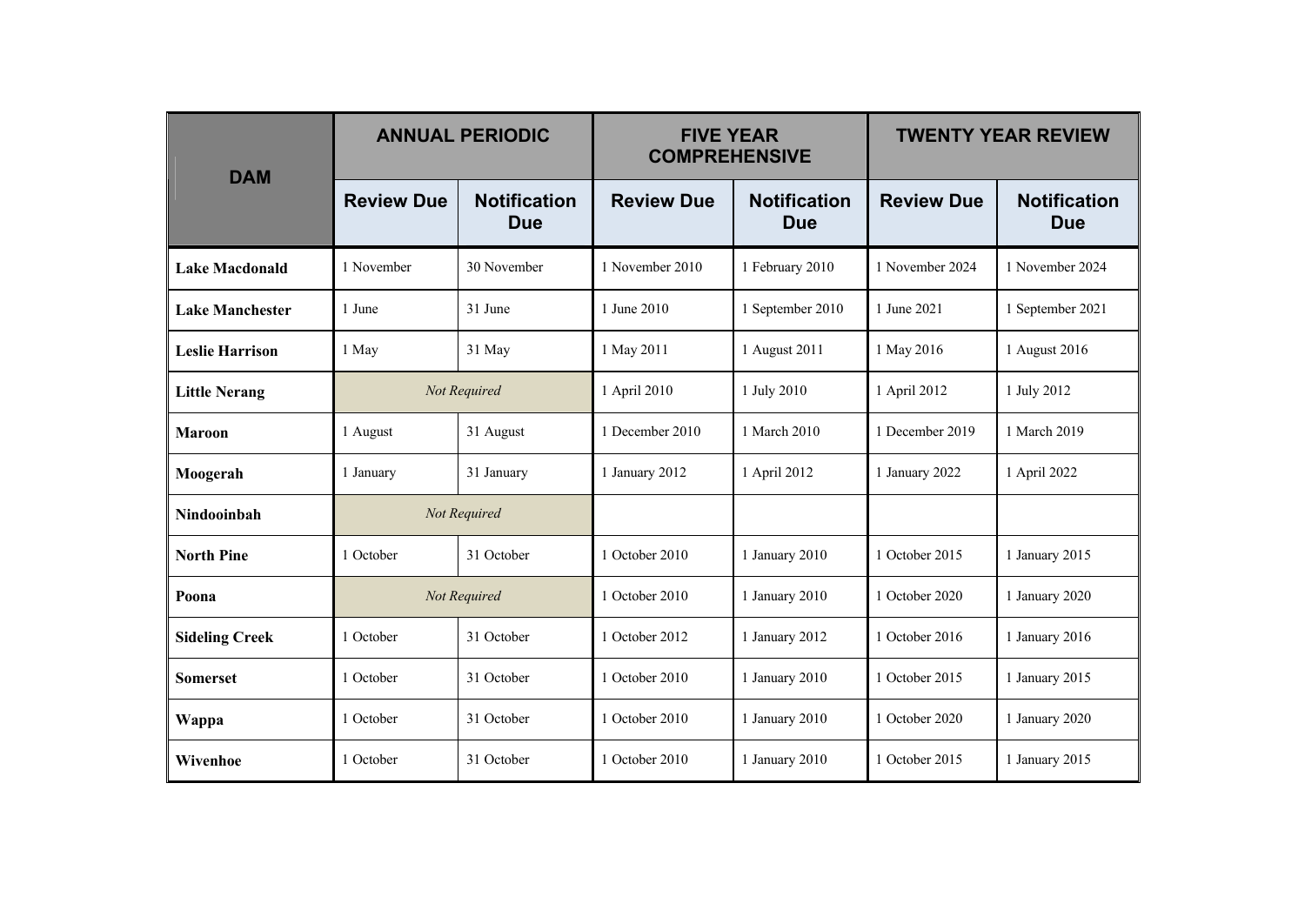| DAM | ANNUAL PERIODIC | | FIVE YEAR COMPREHENSIVE | | TWENTY YEAR REVIEW | |
|---|---|---|---|---|---|---|
| | Review Due | Notification Due | Review Due | Notification Due | Review Due | Notification Due |
| **Lake Macdonald** | 1 November | 30 November | 1 November 2010 | 1 February 2010 | 1 November 2024 | 1 November 2024 |
| **Lake Manchester** | 1 June | 31 June | 1 June 2010 | 1 September 2010 | 1 June 2021 | 1 September 2021 |
| **Leslie Harrison** | 1 May | 31 May | 1 May 2011 | 1 August 2011 | 1 May 2016 | 1 August 2016 |
| **Little Nerang** | *Not Required* | | 1 April 2010 | 1 July 2010 | 1 April 2012 | 1 July 2012 |
| **Maroon** | 1 August | 31 August | 1 December 2010 | 1 March 2010 | 1 December 2019 | 1 March 2019 |
| **Moogerah** | 1 January | 31 January | 1 January 2012 | 1 April 2012 | 1 January 2022 | 1 April 2022 |
| **Nindooinbah** | *Not Required* | | | | | |
| **North Pine** | 1 October | 31 October | 1 October 2010 | 1 January 2010 | 1 October 2015 | 1 January 2015 |
| **Poona** | *Not Required* | | 1 October 2010 | 1 January 2010 | 1 October 2020 | 1 January 2020 |
| **Sideling Creek** | 1 October | 31 October | 1 October 2012 | 1 January 2012 | 1 October 2016 | 1 January 2016 |
| **Somerset** | 1 October | 31 October | 1 October 2010 | 1 January 2010 | 1 October 2015 | 1 January 2015 |
| **Wappa** | 1 October | 31 October | 1 October 2010 | 1 January 2010 | 1 October 2020 | 1 January 2020 |
| **Wivenhoe** | 1 October | 31 October | 1 October 2010 | 1 January 2010 | 1 October 2015 | 1 January 2015 |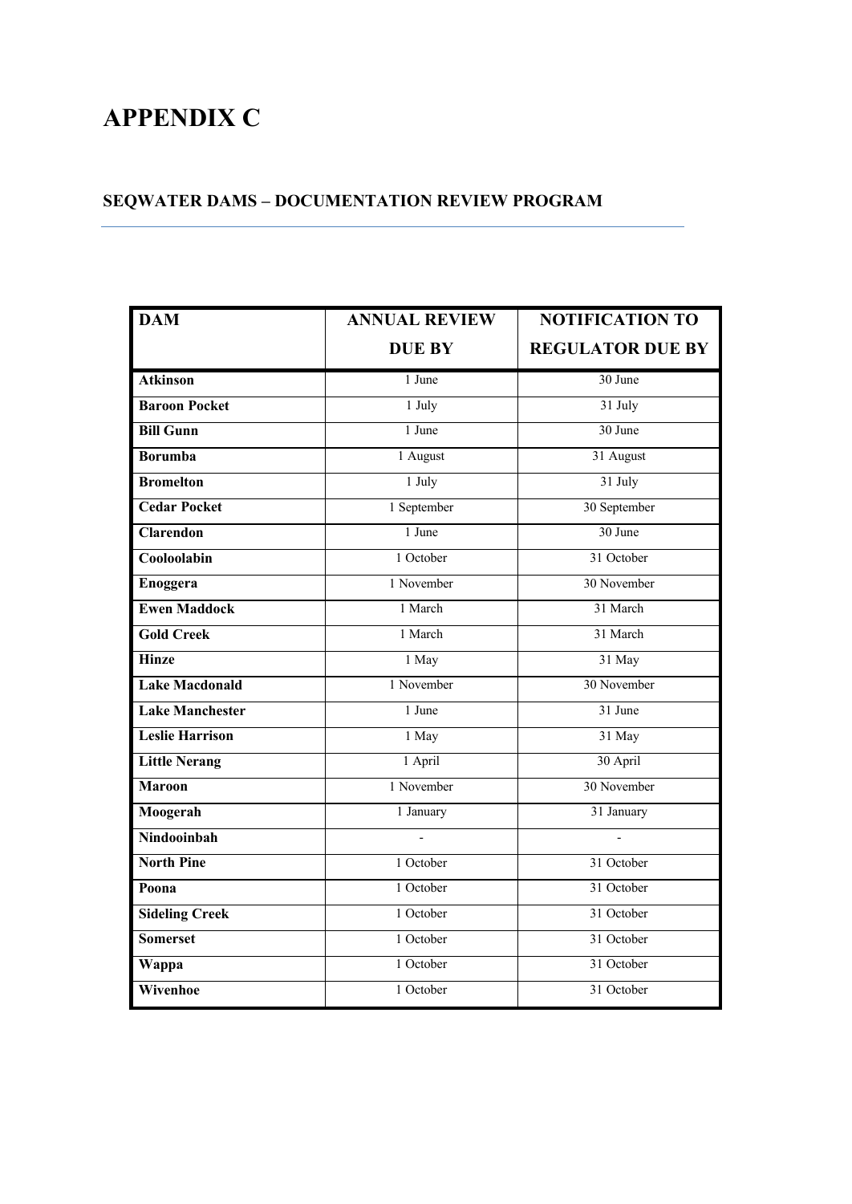# APPENDIX C

## SEQWATER DAMS – DOCUMENTATION REVIEW PROGRAM

| DAM | ANNUAL REVIEW DUE BY | NOTIFICATION TO REGULATOR DUE BY |
|---|---|---|
| **Atkinson** | 1 June | 30 June |
| **Baroon Pocket** | 1 July | 31 July |
| **Bill Gunn** | 1 June | 30 June |
| **Borumba** | 1 August | 31 August |
| **Bromelton** | 1 July | 31 July |
| **Cedar Pocket** | 1 September | 30 September |
| **Clarendon** | 1 June | 30 June |
| **Cooloolabin** | 1 October | 31 October |
| **Enoggera** | 1 November | 30 November |
| **Ewen Maddock** | 1 March | 31 March |
| **Gold Creek** | 1 March | 31 March |
| **Hinze** | 1 May | 31 May |
| **Lake Macdonald** | 1 November | 30 November |
| **Lake Manchester** | 1 June | 31 June |
| **Leslie Harrison** | 1 May | 31 May |
| **Little Nerang** | 1 April | 30 April |
| **Maroon** | 1 November | 30 November |
| **Moogerah** | 1 January | 31 January |
| **Nindooinbah** | - | - |
| **North Pine** | 1 October | 31 October |
| **Poona** | 1 October | 31 October |
| **Sideling Creek** | 1 October | 31 October |
| **Somerset** | 1 October | 31 October |
| **Wappa** | 1 October | 31 October |
| **Wivenhoe** | 1 October | 31 October |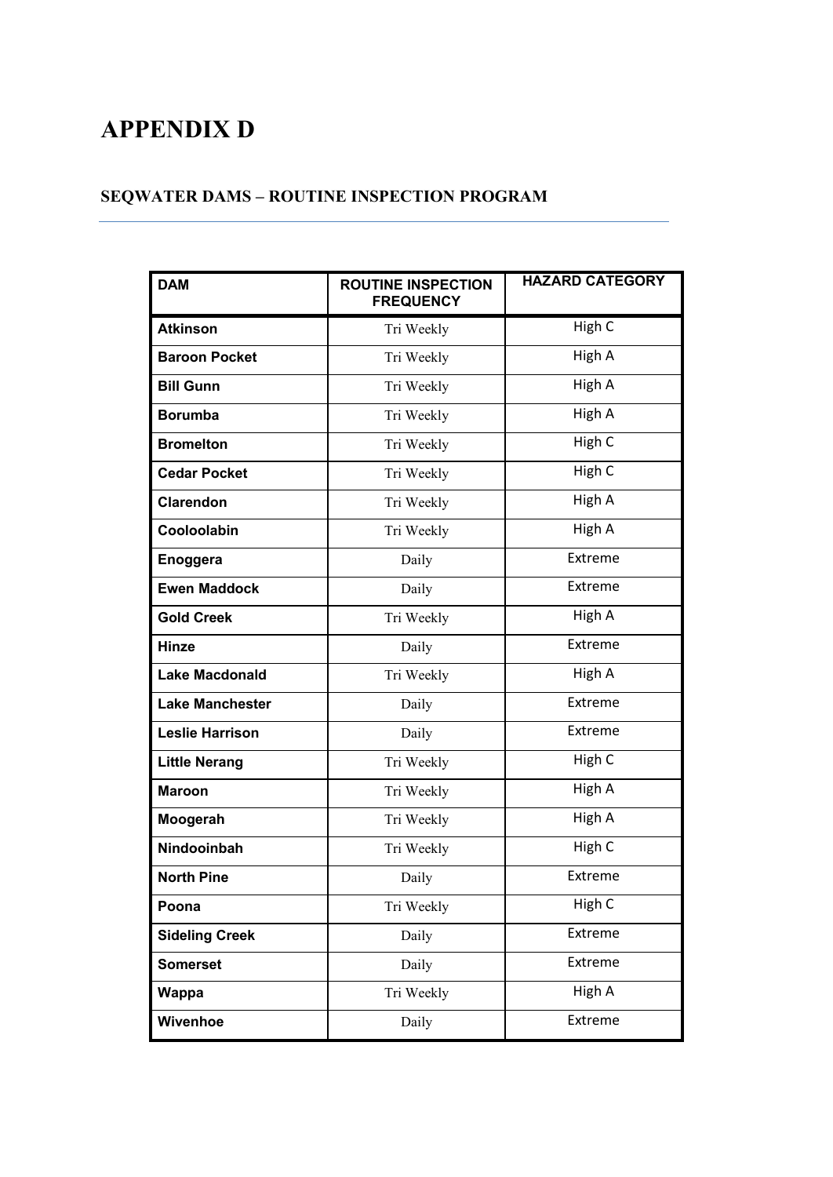# APPENDIX D

## SEQWATER DAMS – ROUTINE INSPECTION PROGRAM

| DAM | ROUTINE INSPECTION FREQUENCY | HAZARD CATEGORY |
|---|---|---|
| **Atkinson** | Tri Weekly | High C |
| **Baroon Pocket** | Tri Weekly | High A |
| **Bill Gunn** | Tri Weekly | High A |
| **Borumba** | Tri Weekly | High A |
| **Bromelton** | Tri Weekly | High C |
| **Cedar Pocket** | Tri Weekly | High C |
| **Clarendon** | Tri Weekly | High A |
| **Cooloolabin** | Tri Weekly | High A |
| **Enoggera** | Daily | Extreme |
| **Ewen Maddock** | Daily | Extreme |
| **Gold Creek** | Tri Weekly | High A |
| **Hinze** | Daily | Extreme |
| **Lake Macdonald** | Tri Weekly | High A |
| **Lake Manchester** | Daily | Extreme |
| **Leslie Harrison** | Daily | Extreme |
| **Little Nerang** | Tri Weekly | High C |
| **Maroon** | Tri Weekly | High A |
| **Moogerah** | Tri Weekly | High A |
| **Nindooinbah** | Tri Weekly | High C |
| **North Pine** | Daily | Extreme |
| **Poona** | Tri Weekly | High C |
| **Sideling Creek** | Daily | Extreme |
| **Somerset** | Daily | Extreme |
| **Wappa** | Tri Weekly | High A |
| **Wivenhoe** | Daily | Extreme |